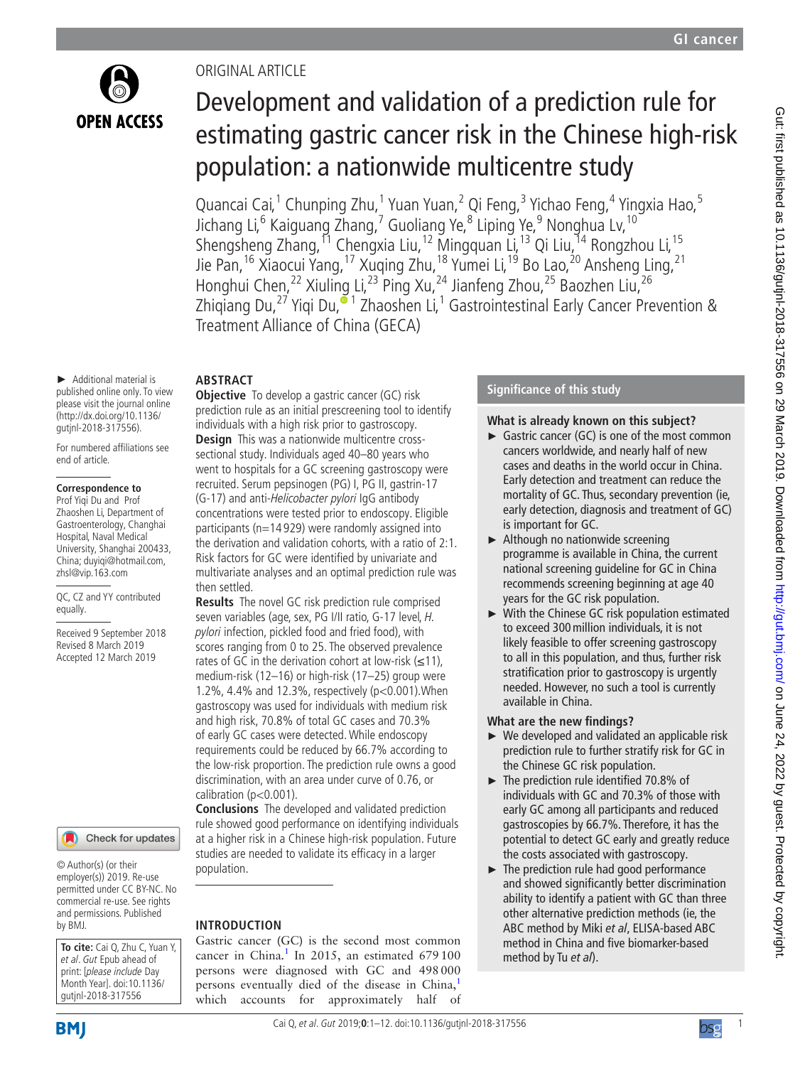ORIGINAL ARTICLE

# Development and validation of a prediction rule for estimating gastric cancer risk in the Chinese high-risk population: a nationwide multicentre study

Quancai Cai,[1] Chunping Zhu,[1] Yuan Yuan,[2] Qi Feng,[3] Yichao Feng,[4] Yingxia Hao,[5] Jichang Li,[6] Kaiguang Zhang,[7] Guoliang Ye,[8] Liping Ye,[9] Nonghua Lv,[10] Shengsheng Zhang,[11] Chengxia Liu,[12] Mingquan Li,[13] Qi Liu,[14] Rongzhou Li,[15] Jie Pan,[16] Xiaocui Yang,[17] Xuqing Zhu,[18] Yumei Li,[19] Bo Lao,[20] Ansheng Ling,[21] Honghui Chen,[22] Xiuling Li,[23] Ping Xu,[24] Jianfeng Zhou,[25] Baozhen Liu,[26] Zhiqiang Du,[27] Yiqi Du,[1] Zhaoshen Li,[1] Gastrointestinal Early Cancer Prevention & Treatment Alliance of China (GECA)

► Additional material is published online only. To view please visit the journal online (http://dx.doi.org/10.1136/gutjnl-2018-317556).

For numbered affiliations see end of article.

**Correspondence to**
Prof Yiqi Du and Prof Zhaoshen Li, Department of Gastroenterology, Changhai Hospital, Naval Medical University, Shanghai 200433, China; duyiqi@hotmail.com, zhsl@vip.163.com

QC, CZ and YY contributed equally.

Received 9 September 2018
Revised 8 March 2019
Accepted 12 March 2019

© Author(s) (or their employer(s)) 2019. Re-use permitted under CC BY-NC. No commercial re-use. See rights and permissions. Published by BMJ.

**To cite:** Cai Q, Zhu C, Yuan Y, *et al*. *Gut* Epub ahead of print: [*please include* Day Month Year]. doi:10.1136/gutjnl-2018-317556

## ABSTRACT

**Objective** To develop a gastric cancer (GC) risk prediction rule as an initial prescreening tool to identify individuals with a high risk prior to gastroscopy.

**Design** This was a nationwide multicentre cross-sectional study. Individuals aged 40–80 years who went to hospitals for a GC screening gastroscopy were recruited. Serum pepsinogen (PG) I, PG II, gastrin-17 (G-17) and anti-*Helicobacter pylori* IgG antibody concentrations were tested prior to endoscopy. Eligible participants (n=14 929) were randomly assigned into the derivation and validation cohorts, with a ratio of 2:1. Risk factors for GC were identified by univariate and multivariate analyses and an optimal prediction rule was then settled.

**Results** The novel GC risk prediction rule comprised seven variables (age, sex, PG I/II ratio, G-17 level, *H. pylori* infection, pickled food and fried food), with scores ranging from 0 to 25. The observed prevalence rates of GC in the derivation cohort at low-risk (≤11), medium-risk (12–16) or high-risk (17–25) group were 1.2%, 4.4% and 12.3%, respectively ($p<0.001$).When gastroscopy was used for individuals with medium risk and high risk, 70.8% of total GC cases and 70.3% of early GC cases were detected. While endoscopy requirements could be reduced by 66.7% according to the low-risk proportion. The prediction rule owns a good discrimination, with an area under curve of 0.76, or calibration ($p<0.001$).

**Conclusions** The developed and validated prediction rule showed good performance on identifying individuals at a higher risk in a Chinese high-risk population. Future studies are needed to validate its efficacy in a larger population.

## Significance of this study

### What is already known on this subject?

► Gastric cancer (GC) is one of the most common cancers worldwide, and nearly half of new cases and deaths in the world occur in China. Early detection and treatment can reduce the mortality of GC. Thus, secondary prevention (ie, early detection, diagnosis and treatment of GC) is important for GC.

► Although no nationwide screening programme is available in China, the current national screening guideline for GC in China recommends screening beginning at age 40 years for the GC risk population.

► With the Chinese GC risk population estimated to exceed 300 million individuals, it is not likely feasible to offer screening gastroscopy to all in this population, and thus, further risk stratification prior to gastroscopy is urgently needed. However, no such a tool is currently available in China.

### What are the new findings?

► We developed and validated an applicable risk prediction rule to further stratify risk for GC in the Chinese GC risk population.

► The prediction rule identified 70.8% of individuals with GC and 70.3% of those with early GC among all participants and reduced gastroscopies by 66.7%. Therefore, it has the potential to detect GC early and greatly reduce the costs associated with gastroscopy.

► The prediction rule had good performance and showed significantly better discrimination ability to identify a patient with GC than three other alternative prediction methods (ie, the ABC method by Miki *et al*, ELISA-based ABC method in China and five biomarker-based method by Tu *et al*).

## INTRODUCTION

Gastric cancer (GC) is the second most common cancer in China.[1] In 2015, an estimated 679 100 persons were diagnosed with GC and 498 000 persons eventually died of the disease in China,[1] which accounts for approximately half of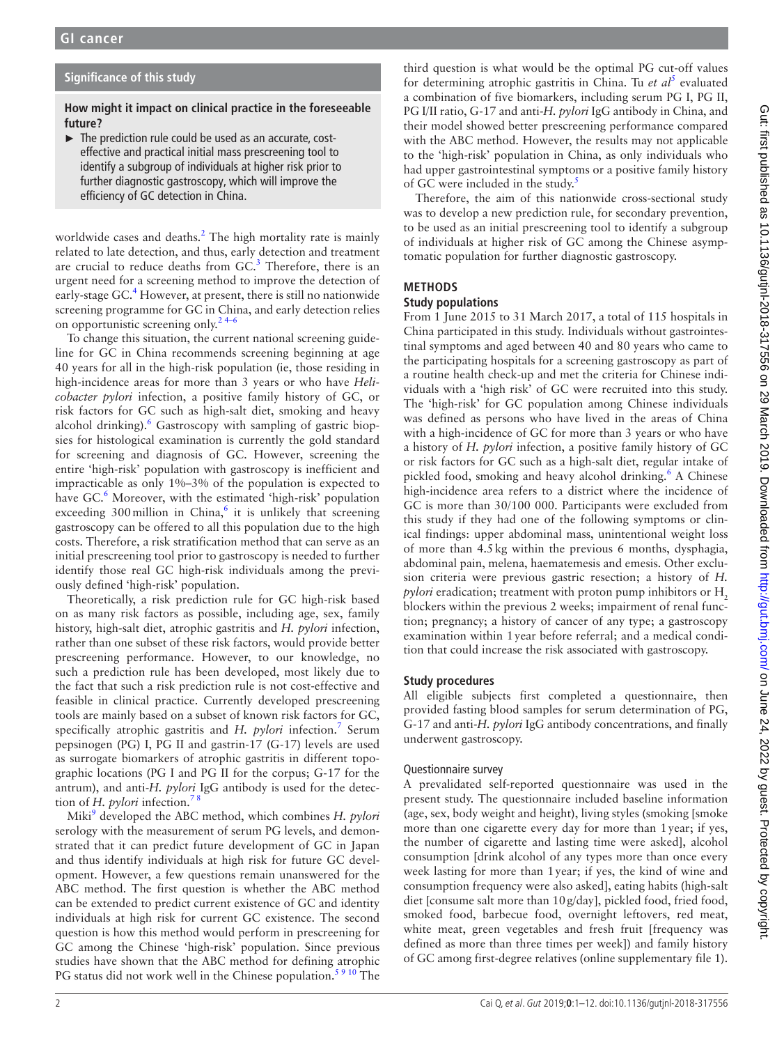**Significance of this study**

**How might it impact on clinical practice in the foreseeable future?**

- The prediction rule could be used as an accurate, cost-effective and practical initial mass prescreening tool to identify a subgroup of individuals at higher risk prior to further diagnostic gastroscopy, which will improve the efficiency of GC detection in China.

worldwide cases and deaths.[2] The high mortality rate is mainly related to late detection, and thus, early detection and treatment are crucial to reduce deaths from GC.[3] Therefore, there is an urgent need for a screening method to improve the detection of early-stage GC.[4] However, at present, there is still no nationwide screening programme for GC in China, and early detection relies on opportunistic screening only.[2 4–6]

To change this situation, the current national screening guideline for GC in China recommends screening beginning at age 40 years for all in the high-risk population (ie, those residing in high-incidence areas for more than 3 years or who have *Helicobacter pylori* infection, a positive family history of GC, or risk factors for GC such as high-salt diet, smoking and heavy alcohol drinking).[6] Gastroscopy with sampling of gastric biopsies for histological examination is currently the gold standard for screening and diagnosis of GC. However, screening the entire 'high-risk' population with gastroscopy is inefficient and impracticable as only 1%–3% of the population is expected to have GC.[6] Moreover, with the estimated 'high-risk' population exceeding 300 million in China,[6] it is unlikely that screening gastroscopy can be offered to all this population due to the high costs. Therefore, a risk stratification method that can serve as an initial prescreening tool prior to gastroscopy is needed to further identify those real GC high-risk individuals among the previously defined 'high-risk' population.

Theoretically, a risk prediction rule for GC high-risk based on as many risk factors as possible, including age, sex, family history, high-salt diet, atrophic gastritis and *H. pylori* infection, rather than one subset of these risk factors, would provide better prescreening performance. However, to our knowledge, no such a prediction rule has been developed, most likely due to the fact that such a risk prediction rule is not cost-effective and feasible in clinical practice. Currently developed prescreening tools are mainly based on a subset of known risk factors for GC, specifically atrophic gastritis and *H. pylori* infection.[7] Serum pepsinogen (PG) I, PG II and gastrin-17 (G-17) levels are used as surrogate biomarkers of atrophic gastritis in different topographic locations (PG I and PG II for the corpus; G-17 for the antrum), and anti-*H. pylori* IgG antibody is used for the detection of *H. pylori* infection.[7 8]

Miki[9] developed the ABC method, which combines *H. pylori* serology with the measurement of serum PG levels, and demonstrated that it can predict future development of GC in Japan and thus identify individuals at high risk for future GC development. However, a few questions remain unanswered for the ABC method. The first question is whether the ABC method can be extended to predict current existence of GC and identity individuals at high risk for current GC existence. The second question is how this method would perform in prescreening for GC among the Chinese 'high-risk' population. Since previous studies have shown that the ABC method for defining atrophic PG status did not work well in the Chinese population.[5 9 10] The third question is what would be the optimal PG cut-off values for determining atrophic gastritis in China. Tu *et al*[5] evaluated a combination of five biomarkers, including serum PG I, PG II, PG I/II ratio, G-17 and anti-*H. pylori* IgG antibody in China, and their model showed better prescreening performance compared with the ABC method. However, the results may not applicable to the 'high-risk' population in China, as only individuals who had upper gastrointestinal symptoms or a positive family history of GC were included in the study.[5]

Therefore, the aim of this nationwide cross-sectional study was to develop a new prediction rule, for secondary prevention, to be used as an initial prescreening tool to identify a subgroup of individuals at higher risk of GC among the Chinese asymptomatic population for further diagnostic gastroscopy.

## METHODS

### Study populations

From 1 June 2015 to 31 March 2017, a total of 115 hospitals in China participated in this study. Individuals without gastrointestinal symptoms and aged between 40 and 80 years who came to the participating hospitals for a screening gastroscopy as part of a routine health check-up and met the criteria for Chinese individuals with a 'high risk' of GC were recruited into this study. The 'high-risk' for GC population among Chinese individuals was defined as persons who have lived in the areas of China with a high-incidence of GC for more than 3 years or who have a history of *H. pylori* infection, a positive family history of GC or risk factors for GC such as a high-salt diet, regular intake of pickled food, smoking and heavy alcohol drinking.[6] A Chinese high-incidence area refers to a district where the incidence of GC is more than 30/100 000. Participants were excluded from this study if they had one of the following symptoms or clinical findings: upper abdominal mass, unintentional weight loss of more than 4.5 kg within the previous 6 months, dysphagia, abdominal pain, melena, haematemesis and emesis. Other exclusion criteria were previous gastric resection; a history of *H. pylori* eradication; treatment with proton pump inhibitors or $H_2$ blockers within the previous 2 weeks; impairment of renal function; pregnancy; a history of cancer of any type; a gastroscopy examination within 1 year before referral; and a medical condition that could increase the risk associated with gastroscopy.

### Study procedures

All eligible subjects first completed a questionnaire, then provided fasting blood samples for serum determination of PG, G-17 and anti-*H. pylori* IgG antibody concentrations, and finally underwent gastroscopy.

#### Questionnaire survey

A prevalidated self-reported questionnaire was used in the present study. The questionnaire included baseline information (age, sex, body weight and height), living styles (smoking [smoke more than one cigarette every day for more than 1 year; if yes, the number of cigarette and lasting time were asked], alcohol consumption [drink alcohol of any types more than once every week lasting for more than 1 year; if yes, the kind of wine and consumption frequency were also asked], eating habits (high-salt diet [consume salt more than 10 g/day], pickled food, fried food, smoked food, barbecue food, overnight leftovers, red meat, white meat, green vegetables and fresh fruit [frequency was defined as more than three times per week]) and family history of GC among first-degree relatives (online supplementary file 1).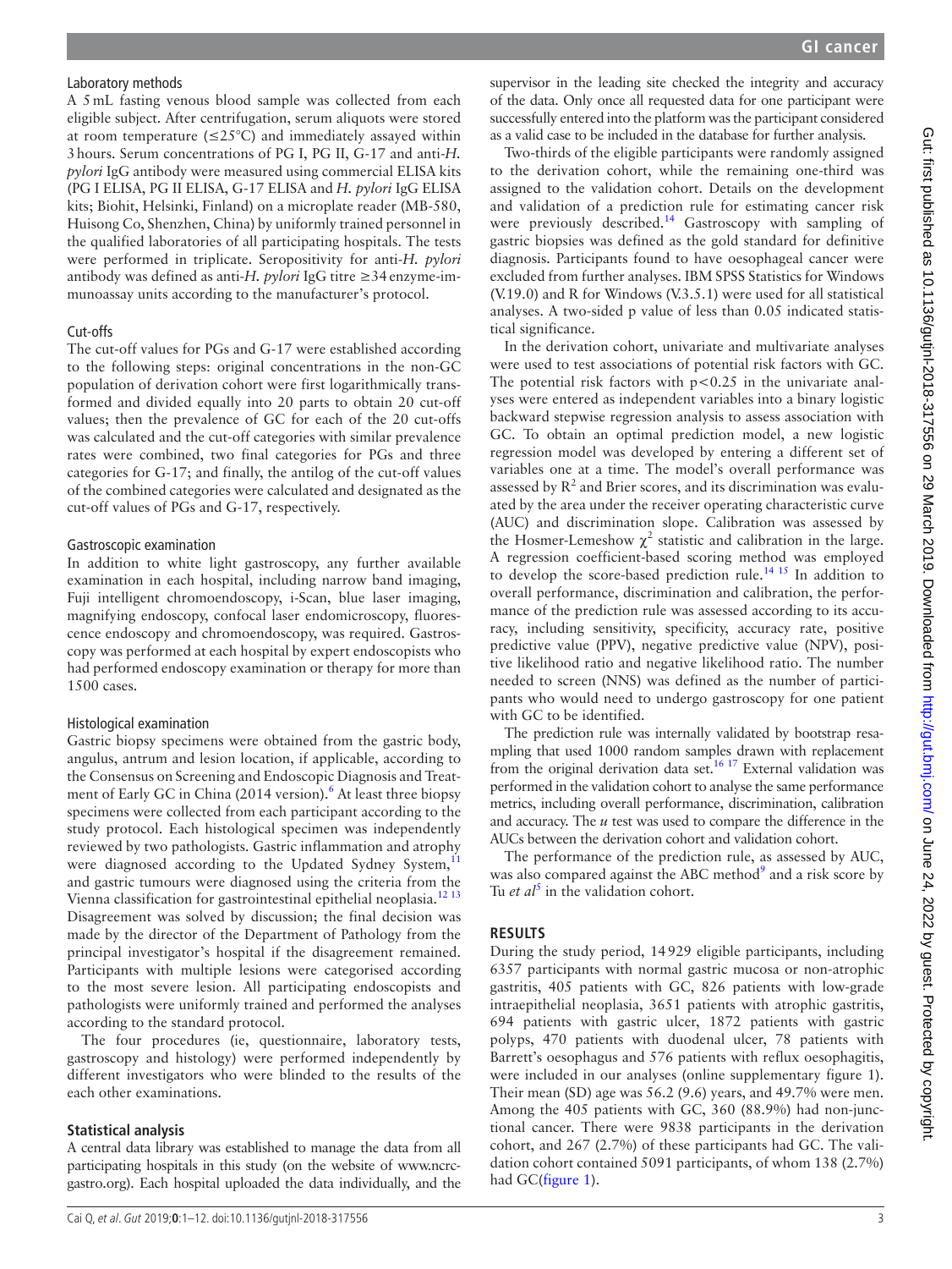### Laboratory methods

A 5 mL fasting venous blood sample was collected from each eligible subject. After centrifugation, serum aliquots were stored at room temperature (≤25°C) and immediately assayed within 3 hours. Serum concentrations of PG I, PG II, G-17 and anti-*H. pylori* IgG antibody were measured using commercial ELISA kits (PG I ELISA, PG II ELISA, G-17 ELISA and *H. pylori* IgG ELISA kits; Biohit, Helsinki, Finland) on a microplate reader (MB-580, Huisong Co, Shenzhen, China) by uniformly trained personnel in the qualified laboratories of all participating hospitals. The tests were performed in triplicate. Seropositivity for anti-*H. pylori* antibody was defined as anti-*H. pylori* IgG titre ≥34 enzyme-immunoassay units according to the manufacturer's protocol.

### Cut-offs

The cut-off values for PGs and G-17 were established according to the following steps: original concentrations in the non-GC population of derivation cohort were first logarithmically transformed and divided equally into 20 parts to obtain 20 cut-off values; then the prevalence of GC for each of the 20 cut-offs was calculated and the cut-off categories with similar prevalence rates were combined, two final categories for PGs and three categories for G-17; and finally, the antilog of the cut-off values of the combined categories were calculated and designated as the cut-off values of PGs and G-17, respectively.

### Gastroscopic examination

In addition to white light gastroscopy, any further available examination in each hospital, including narrow band imaging, Fuji intelligent chromoendoscopy, i-Scan, blue laser imaging, magnifying endoscopy, confocal laser endomicroscopy, fluorescence endoscopy and chromoendoscopy, was required. Gastroscopy was performed at each hospital by expert endoscopists who had performed endoscopy examination or therapy for more than 1500 cases.

### Histological examination

Gastric biopsy specimens were obtained from the gastric body, angulus, antrum and lesion location, if applicable, according to the Consensus on Screening and Endoscopic Diagnosis and Treatment of Early GC in China (2014 version).[6] At least three biopsy specimens were collected from each participant according to the study protocol. Each histological specimen was independently reviewed by two pathologists. Gastric inflammation and atrophy were diagnosed according to the Updated Sydney System,[11] and gastric tumours were diagnosed using the criteria from the Vienna classification for gastrointestinal epithelial neoplasia.[12 13] Disagreement was solved by discussion; the final decision was made by the director of the Department of Pathology from the principal investigator's hospital if the disagreement remained. Participants with multiple lesions were categorised according to the most severe lesion. All participating endoscopists and pathologists were uniformly trained and performed the analyses according to the standard protocol.

The four procedures (ie, questionnaire, laboratory tests, gastroscopy and histology) were performed independently by different investigators who were blinded to the results of the each other examinations.

## Statistical analysis

A central data library was established to manage the data from all participating hospitals in this study (on the website of www.ncrc-gastro.org). Each hospital uploaded the data individually, and the supervisor in the leading site checked the integrity and accuracy of the data. Only once all requested data for one participant were successfully entered into the platform was the participant considered as a valid case to be included in the database for further analysis.

Two-thirds of the eligible participants were randomly assigned to the derivation cohort, while the remaining one-third was assigned to the validation cohort. Details on the development and validation of a prediction rule for estimating cancer risk were previously described.[14] Gastroscopy with sampling of gastric biopsies was defined as the gold standard for definitive diagnosis. Participants found to have oesophageal cancer were excluded from further analyses. IBM SPSS Statistics for Windows (V.19.0) and R for Windows (V.3.5.1) were used for all statistical analyses. A two-sided p value of less than 0.05 indicated statistical significance.

In the derivation cohort, univariate and multivariate analyses were used to test associations of potential risk factors with GC. The potential risk factors with $p<0.25$ in the univariate analyses were entered as independent variables into a binary logistic backward stepwise regression analysis to assess association with GC. To obtain an optimal prediction model, a new logistic regression model was developed by entering a different set of variables one at a time. The model's overall performance was assessed by $R^2$ and Brier scores, and its discrimination was evaluated by the area under the receiver operating characteristic curve (AUC) and discrimination slope. Calibration was assessed by the Hosmer-Lemeshow $\chi^2$ statistic and calibration in the large. A regression coefficient-based scoring method was employed to develop the score-based prediction rule.[14 15] In addition to overall performance, discrimination and calibration, the performance of the prediction rule was assessed according to its accuracy, including sensitivity, specificity, accuracy rate, positive predictive value (PPV), negative predictive value (NPV), positive likelihood ratio and negative likelihood ratio. The number needed to screen (NNS) was defined as the number of participants who would need to undergo gastroscopy for one patient with GC to be identified.

The prediction rule was internally validated by bootstrap resampling that used 1000 random samples drawn with replacement from the original derivation data set.[16 17] External validation was performed in the validation cohort to analyse the same performance metrics, including overall performance, discrimination, calibration and accuracy. The $u$ test was used to compare the difference in the AUCs between the derivation cohort and validation cohort.

The performance of the prediction rule, as assessed by AUC, was also compared against the ABC method[9] and a risk score by Tu *et al*[5] in the validation cohort.

## RESULTS

During the study period, 14 929 eligible participants, including 6357 participants with normal gastric mucosa or non-atrophic gastritis, 405 patients with GC, 826 patients with low-grade intraepithelial neoplasia, 3651 patients with atrophic gastritis, 694 patients with gastric ulcer, 1872 patients with gastric polyps, 470 patients with duodenal ulcer, 78 patients with Barrett's oesophagus and 576 patients with reflux oesophagitis, were included in our analyses (online supplementary figure 1). Their mean (SD) age was 56.2 (9.6) years, and 49.7% were men. Among the 405 patients with GC, 360 (88.9%) had non-junctional cancer. There were 9838 participants in the derivation cohort, and 267 (2.7%) of these participants had GC. The validation cohort contained 5091 participants, of whom 138 (2.7%) had GC(figure 1).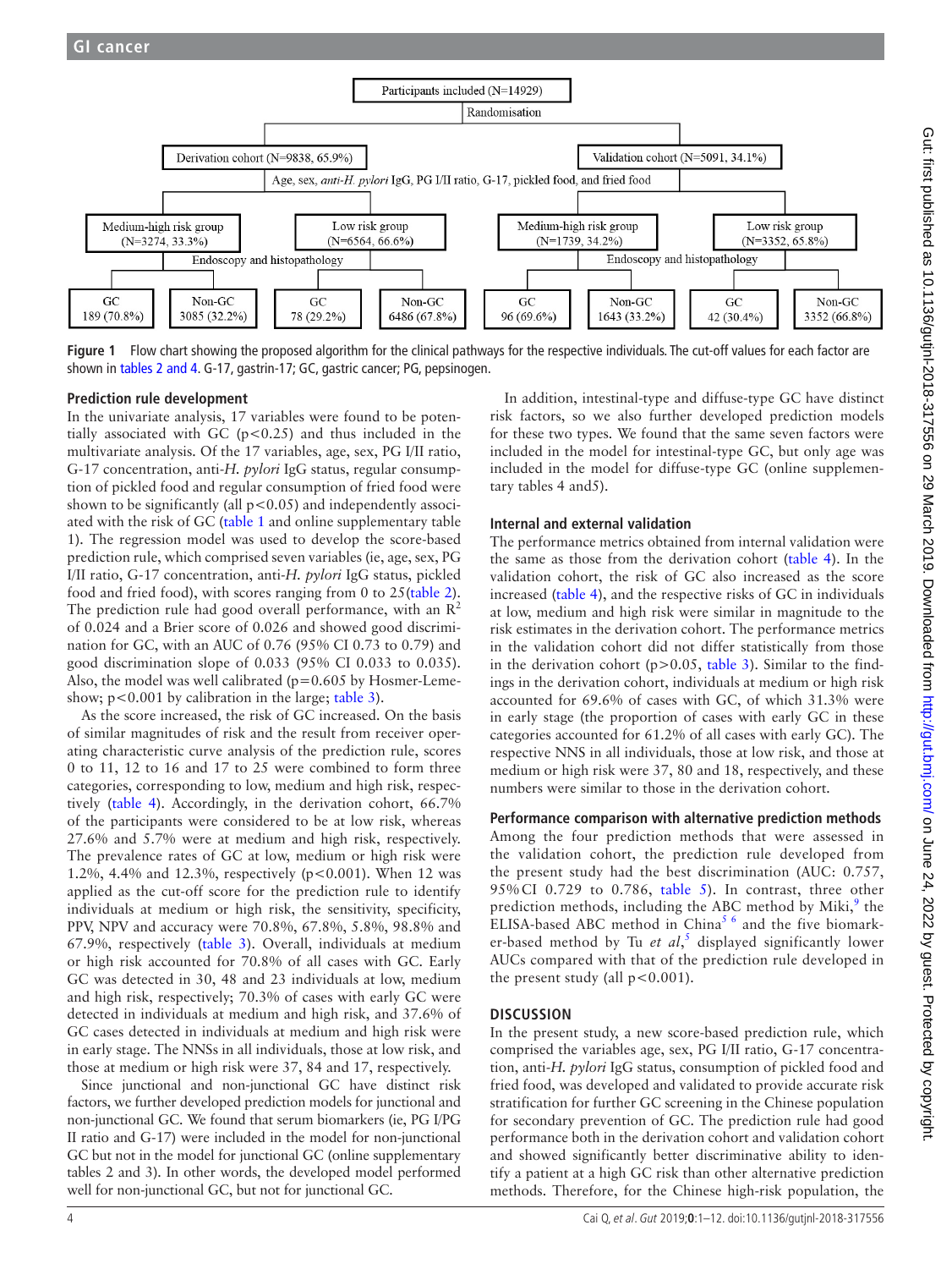Figure 1 Flow chart showing the proposed algorithm for the clinical pathways for the respective individuals. The cut-off values for each factor are shown in tables 2 and 4. G-17, gastrin-17; GC, gastric cancer; PG, pepsinogen.

### Prediction rule development

In the univariate analysis, 17 variables were found to be potentially associated with GC ($p<0.25$) and thus included in the multivariate analysis. Of the 17 variables, age, sex, PG I/II ratio, G-17 concentration, anti-*H. pylori* IgG status, regular consumption of pickled food and regular consumption of fried food were shown to be significantly and independently associated with the risk of GC (all $p<0.05$) (table 1 and online supplementary table 1). The regression model was used to develop the score-based prediction rule, which comprised seven variables (ie, age, sex, PG I/II ratio, G-17 concentration, anti-*H. pylori* IgG status, pickled food and fried food), with scores ranging from 0 to 25(table 2). The prediction rule had good overall performance, with an $R^2$ of 0.024 and a Brier score of 0.026 and showed good discrimination for GC, with an AUC of 0.76 (95% CI 0.73 to 0.79) and good discrimination slope of 0.033 (95% CI 0.033 to 0.035). Also, the model was well calibrated (p=0.605 by Hosmer-Lemeshow; $p<0.001$ by calibration in the large; table 3).

As the score increased, the risk of GC increased. On the basis of similar magnitudes of risk and the result from receiver operating characteristic curve analysis of the prediction rule, scores 0 to 11, 12 to 16 and 17 to 25 were combined to form three categories, corresponding to low, medium and high risk, respectively (table 4). Accordingly, in the derivation cohort, 66.7% of the participants were considered to be at low risk, whereas 27.6% and 5.7% were at medium and high risk, respectively. The prevalence rates of GC at low, medium and high risk were 1.2%, 4.4% and 12.3%, respectively ($p<0.001$). When 12 was applied as the cut-off score for the prediction rule to identify individuals at medium or high risk, the sensitivity, specificity, PPV, NPV and accuracy were 70.8%, 67.8%, 5.8%, 98.8% and 67.9%, respectively (table 3). Overall, individuals at medium or high risk accounted for 70.8% of all cases with GC. Early GC was detected in 30, 48 and 23 individuals at low, medium and high risk, respectively; 70.3% of cases with early GC were detected in individuals at medium and high risk, and 37.6% of GC cases detected in individuals at medium and high risk were in early stage. The NNSs in all individuals, those at low risk, and those at medium or high risk were 37, 84 and 17, respectively.

Since junctional and non-junctional GC have distinct risk factors, we further developed prediction models for junctional and non-junctional GC. We found that serum biomarkers (ie, PG I/PG II ratio and G-17) were included in the model for non-junctional GC but not in the model for junctional GC (online supplementary tables 2 and 3). In other words, the developed model performed well for non-junctional GC, but not for junctional GC.

In addition, intestinal-type and diffuse-type GC have distinct risk factors, so we also further developed prediction models for these two types. We found that the same seven factors were included in the model for intestinal-type GC, but only age was included in the model for diffuse-type GC (online supplementary tables 4 and5).

### Internal and external validation

The performance metrics obtained from internal validation were the same as those from the derivation cohort (table 4). In the validation cohort, the risk of GC also increased as the score increased (table 4), and the respective risks of GC in individuals at low, medium and high risk were similar in magnitude to the risk estimates in the derivation cohort. The performance metrics in the validation cohort did not differ statistically from those in the derivation cohort ($p>0.05$, table 3). Similar to the findings in the derivation cohort, individuals at medium or high risk accounted for 69.6% of cases with GC, of which 31.3% were in early stage (the proportion of cases with early GC in these categories accounted for 61.2% of all cases with early GC). The respective NNS in all individuals, those at low risk, and those at medium or high risk were 37, 80 and 18, respectively, and these numbers were similar to those in the derivation cohort.

### Performance comparison with alternative prediction methods

Among the four prediction methods that were assessed in the validation cohort, the prediction rule developed from the present study had the best discrimination (AUC: 0.757, 95% CI 0.729 to 0.786, table 5). In contrast, three other prediction methods, including the ABC method by Miki,[9] the ELISA-based ABC method in China[5 6] and the five biomarker-based method by Tu *et al*,[5] displayed significantly lower AUCs compared with that of the prediction rule developed in the present study (all $p<0.001$).

## DISCUSSION

In the present study, a new score-based prediction rule, which comprised the variables age, sex, PG I/II ratio, G-17 concentration, anti-*H. pylori* IgG status, consumption of pickled food and fried food, was developed and validated to provide accurate risk stratification for further GC screening in the Chinese population for secondary prevention of GC. The prediction rule had good performance both in the derivation cohort and validation cohort and showed significantly better discriminative ability to identify a patient at a high GC risk than other alternative prediction methods. Therefore, for the Chinese high-risk population, the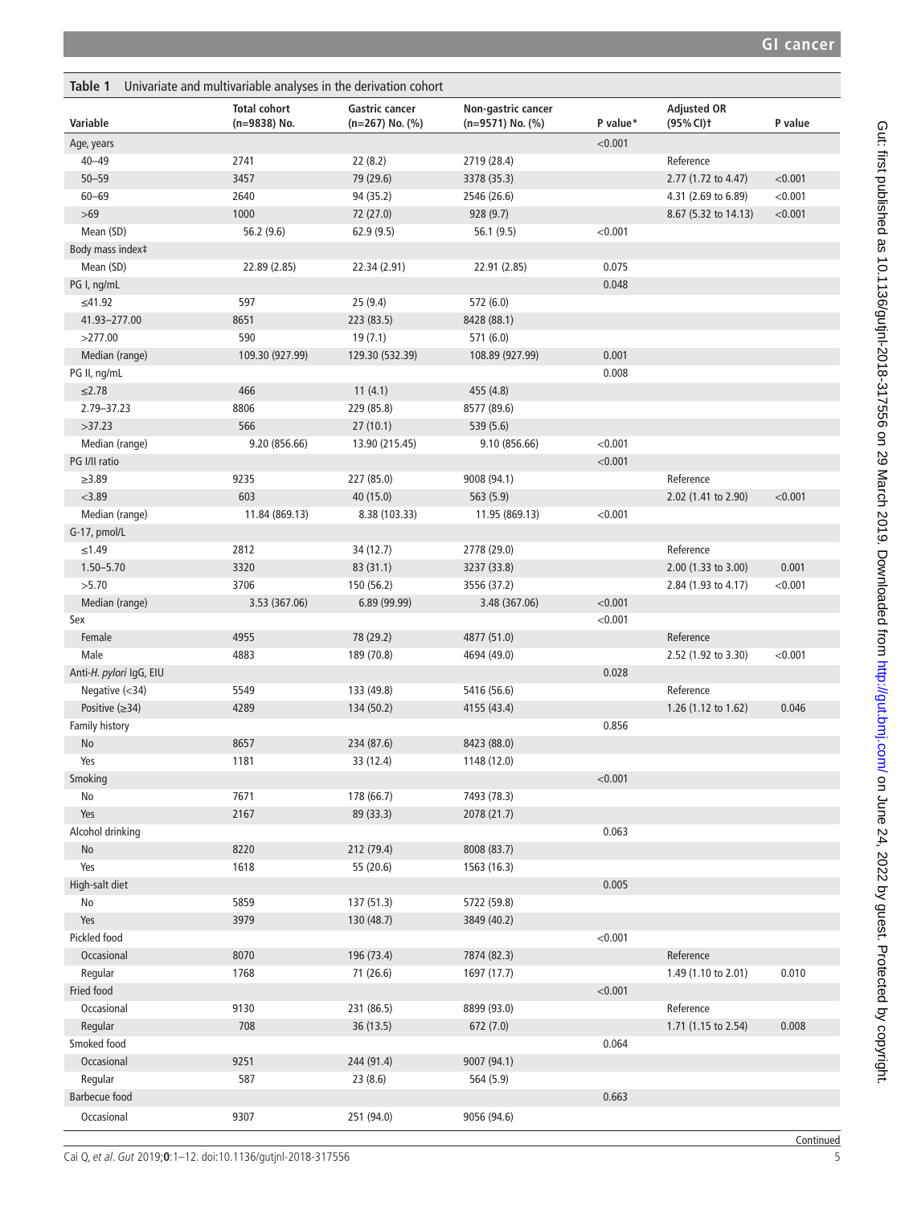**Table 1** Univariate and multivariable analyses in the derivation cohort

| Variable | Total cohort (n=9838) No. | Gastric cancer (n=267) No. (%) | Non-gastric cancer (n=9571) No. (%) | P value* | Adjusted OR (95% CI)† | P value |
|---|---|---|---|---|---|---|
| Age, years | | | | <0.001 | | |
| 40–49 | 2741 | 22 (8.2) | 2719 (28.4) | | Reference | |
| 50–59 | 3457 | 79 (29.6) | 3378 (35.3) | | 2.77 (1.72 to 4.47) | <0.001 |
| 60–69 | 2640 | 94 (35.2) | 2546 (26.6) | | 4.31 (2.69 to 6.89) | <0.001 |
| >69 | 1000 | 72 (27.0) | 928 (9.7) | | 8.67 (5.32 to 14.13) | <0.001 |
| Mean (SD) | 56.2 (9.6) | 62.9 (9.5) | 56.1 (9.5) | <0.001 | | |
| Body mass index‡ | | | | | | |
| Mean (SD) | 22.89 (2.85) | 22.34 (2.91) | 22.91 (2.85) | 0.075 | | |
| PG I, ng/mL | | | | 0.048 | | |
| ≤41.92 | 597 | 25 (9.4) | 572 (6.0) | | | |
| 41.93–277.00 | 8651 | 223 (83.5) | 8428 (88.1) | | | |
| >277.00 | 590 | 19 (7.1) | 571 (6.0) | | | |
| Median (range) | 109.30 (927.99) | 129.30 (532.39) | 108.89 (927.99) | 0.001 | | |
| PG II, ng/mL | | | | 0.008 | | |
| ≤2.78 | 466 | 11 (4.1) | 455 (4.8) | | | |
| 2.79–37.23 | 8806 | 229 (85.8) | 8577 (89.6) | | | |
| >37.23 | 566 | 27 (10.1) | 539 (5.6) | | | |
| Median (range) | 9.20 (856.66) | 13.90 (215.45) | 9.10 (856.66) | <0.001 | | |
| PG I/II ratio | | | | <0.001 | | |
| ≥3.89 | 9235 | 227 (85.0) | 9008 (94.1) | | Reference | |
| <3.89 | 603 | 40 (15.0) | 563 (5.9) | | 2.02 (1.41 to 2.90) | <0.001 |
| Median (range) | 11.84 (869.13) | 8.38 (103.33) | 11.95 (869.13) | <0.001 | | |
| G-17, pmol/L | | | | | | |
| ≤1.49 | 2812 | 34 (12.7) | 2778 (29.0) | | Reference | |
| 1.50–5.70 | 3320 | 83 (31.1) | 3237 (33.8) | | 2.00 (1.33 to 3.00) | 0.001 |
| >5.70 | 3706 | 150 (56.2) | 3556 (37.2) | | 2.84 (1.93 to 4.17) | <0.001 |
| Median (range) | 3.53 (367.06) | 6.89 (99.99) | 3.48 (367.06) | <0.001 | | |
| Sex | | | | <0.001 | | |
| Female | 4955 | 78 (29.2) | 4877 (51.0) | | Reference | |
| Male | 4883 | 189 (70.8) | 4694 (49.0) | | 2.52 (1.92 to 3.30) | <0.001 |
| Anti-*H. pylori* IgG, EIU | | | | 0.028 | | |
| Negative (<34) | 5549 | 133 (49.8) | 5416 (56.6) | | Reference | |
| Positive (≥34) | 4289 | 134 (50.2) | 4155 (43.4) | | 1.26 (1.12 to 1.62) | 0.046 |
| Family history | | | | 0.856 | | |
| No | 8657 | 234 (87.6) | 8423 (88.0) | | | |
| Yes | 1181 | 33 (12.4) | 1148 (12.0) | | | |
| Smoking | | | | <0.001 | | |
| No | 7671 | 178 (66.7) | 7493 (78.3) | | | |
| Yes | 2167 | 89 (33.3) | 2078 (21.7) | | | |
| Alcohol drinking | | | | 0.063 | | |
| No | 8220 | 212 (79.4) | 8008 (83.7) | | | |
| Yes | 1618 | 55 (20.6) | 1563 (16.3) | | | |
| High-salt diet | | | | 0.005 | | |
| No | 5859 | 137 (51.3) | 5722 (59.8) | | | |
| Yes | 3979 | 130 (48.7) | 3849 (40.2) | | | |
| Pickled food | | | | <0.001 | | |
| Occasional | 8070 | 196 (73.4) | 7874 (82.3) | | Reference | |
| Regular | 1768 | 71 (26.6) | 1697 (17.7) | | 1.49 (1.10 to 2.01) | 0.010 |
| Fried food | | | | <0.001 | | |
| Occasional | 9130 | 231 (86.5) | 8899 (93.0) | | Reference | |
| Regular | 708 | 36 (13.5) | 672 (7.0) | | 1.71 (1.15 to 2.54) | 0.008 |
| Smoked food | | | | 0.064 | | |
| Occasional | 9251 | 244 (91.4) | 9007 (94.1) | | | |
| Regular | 587 | 23 (8.6) | 564 (5.9) | | | |
| Barbecue food | | | | 0.663 | | |
| Occasional | 9307 | 251 (94.0) | 9056 (94.6) | | | |

Continued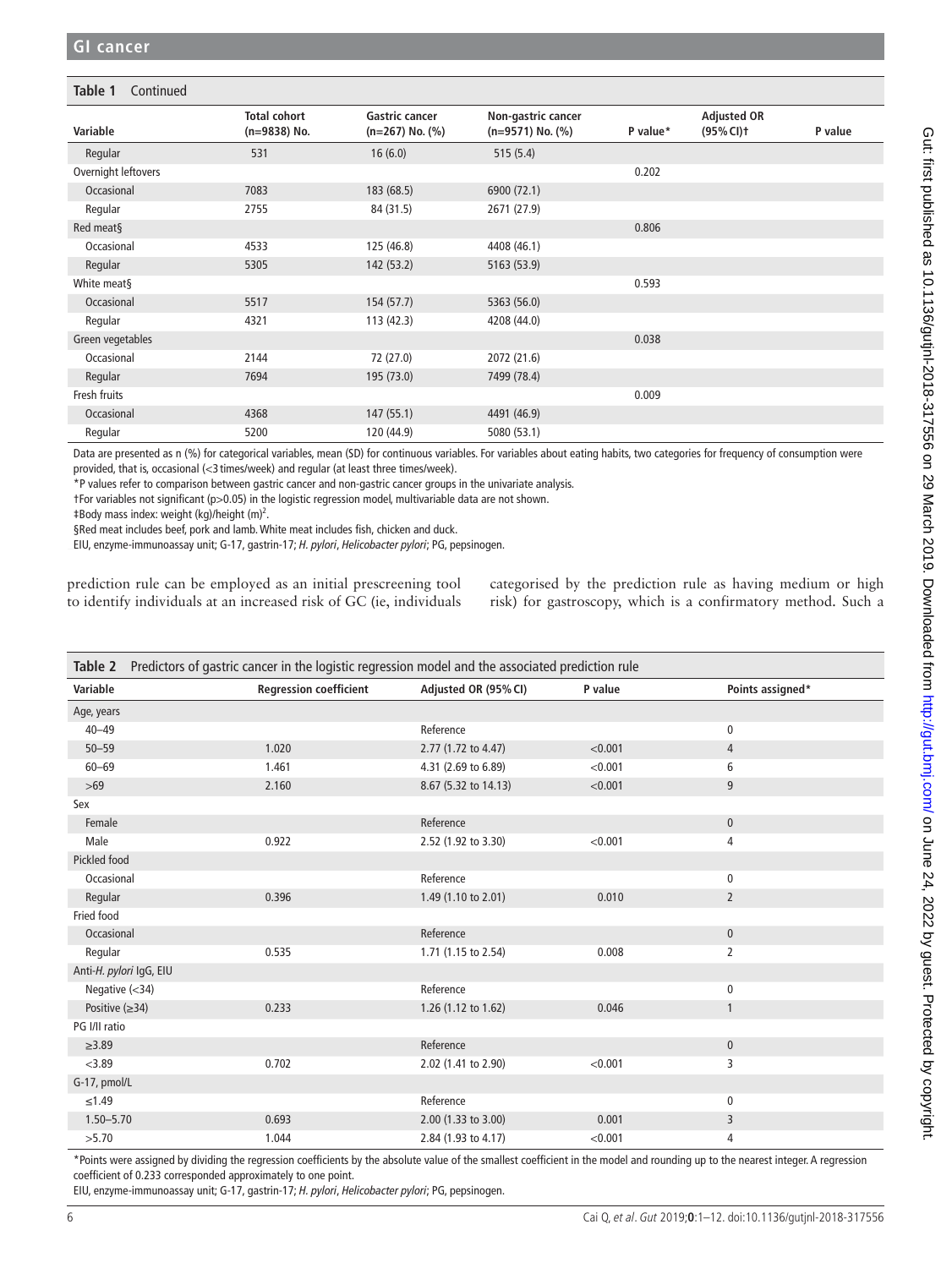**Table 1** Continued

| Variable | Total cohort (n=9838) No. | Gastric cancer (n=267) No. (%) | Non-gastric cancer (n=9571) No. (%) | P value* | Adjusted OR (95% CI)† | P value |
|---|---|---|---|---|---|---|
| Regular | 531 | 16 (6.0) | 515 (5.4) | | | |
| Overnight leftovers | | | | 0.202 | | |
| Occasional | 7083 | 183 (68.5) | 6900 (72.1) | | | |
| Regular | 2755 | 84 (31.5) | 2671 (27.9) | | | |
| Red meat§ | | | | 0.806 | | |
| Occasional | 4533 | 125 (46.8) | 4408 (46.1) | | | |
| Regular | 5305 | 142 (53.2) | 5163 (53.9) | | | |
| White meat§ | | | | 0.593 | | |
| Occasional | 5517 | 154 (57.7) | 5363 (56.0) | | | |
| Regular | 4321 | 113 (42.3) | 4208 (44.0) | | | |
| Green vegetables | | | | 0.038 | | |
| Occasional | 2144 | 72 (27.0) | 2072 (21.6) | | | |
| Regular | 7694 | 195 (73.0) | 7499 (78.4) | | | |
| Fresh fruits | | | | 0.009 | | |
| Occasional | 4368 | 147 (55.1) | 4491 (46.9) | | | |
| Regular | 5200 | 120 (44.9) | 5080 (53.1) | | | |

Data are presented as n (%) for categorical variables, mean (SD) for continuous variables. For variables about eating habits, two categories for frequency of consumption were provided, that is, occasional (<3 times/week) and regular (at least three times/week).

*P values refer to comparison between gastric cancer and non-gastric cancer groups in the univariate analysis.

†For variables not significant (p>0.05) in the logistic regression model, multivariable data are not shown.

‡Body mass index: weight (kg)/height (m)$^2$.

§Red meat includes beef, pork and lamb. White meat includes fish, chicken and duck.

EIU, enzyme-immunoassay unit; G-17, gastrin-17; *H. pylori*, *Helicobacter pylori*; PG, pepsinogen.

prediction rule can be employed as an initial prescreening tool to identify individuals at an increased risk of GC (ie, individuals categorised by the prediction rule as having medium or high risk) for gastroscopy, which is a confirmatory method. Such a

**Table 2** Predictors of gastric cancer in the logistic regression model and the associated prediction rule

| Variable | Regression coefficient | Adjusted OR (95% CI) | P value | Points assigned* |
|---|---|---|---|---|
| Age, years | | | | |
| 40–49 | | Reference | | 0 |
| 50–59 | 1.020 | 2.77 (1.72 to 4.47) | <0.001 | 4 |
| 60–69 | 1.461 | 4.31 (2.69 to 6.89) | <0.001 | 6 |
| >69 | 2.160 | 8.67 (5.32 to 14.13) | <0.001 | 9 |
| Sex | | | | |
| Female | | Reference | | 0 |
| Male | 0.922 | 2.52 (1.92 to 3.30) | <0.001 | 4 |
| Pickled food | | | | |
| Occasional | | Reference | | 0 |
| Regular | 0.396 | 1.49 (1.10 to 2.01) | 0.010 | 2 |
| Fried food | | | | |
| Occasional | | Reference | | 0 |
| Regular | 0.535 | 1.71 (1.15 to 2.54) | 0.008 | 2 |
| Anti-*H. pylori* IgG, EIU | | | | |
| Negative (<34) | | Reference | | 0 |
| Positive (≥34) | 0.233 | 1.26 (1.12 to 1.62) | 0.046 | 1 |
| PG I/II ratio | | | | |
| ≥3.89 | | Reference | | 0 |
| <3.89 | 0.702 | 2.02 (1.41 to 2.90) | <0.001 | 3 |
| G-17, pmol/L | | | | |
| ≤1.49 | | Reference | | 0 |
| 1.50–5.70 | 0.693 | 2.00 (1.33 to 3.00) | 0.001 | 3 |
| >5.70 | 1.044 | 2.84 (1.93 to 4.17) | <0.001 | 4 |

*Points were assigned by dividing the regression coefficients by the absolute value of the smallest coefficient in the model and rounding up to the nearest integer. A regression coefficient of 0.233 corresponded approximately to one point.

EIU, enzyme-immunoassay unit; G-17, gastrin-17; *H. pylori*, *Helicobacter pylori*; PG, pepsinogen.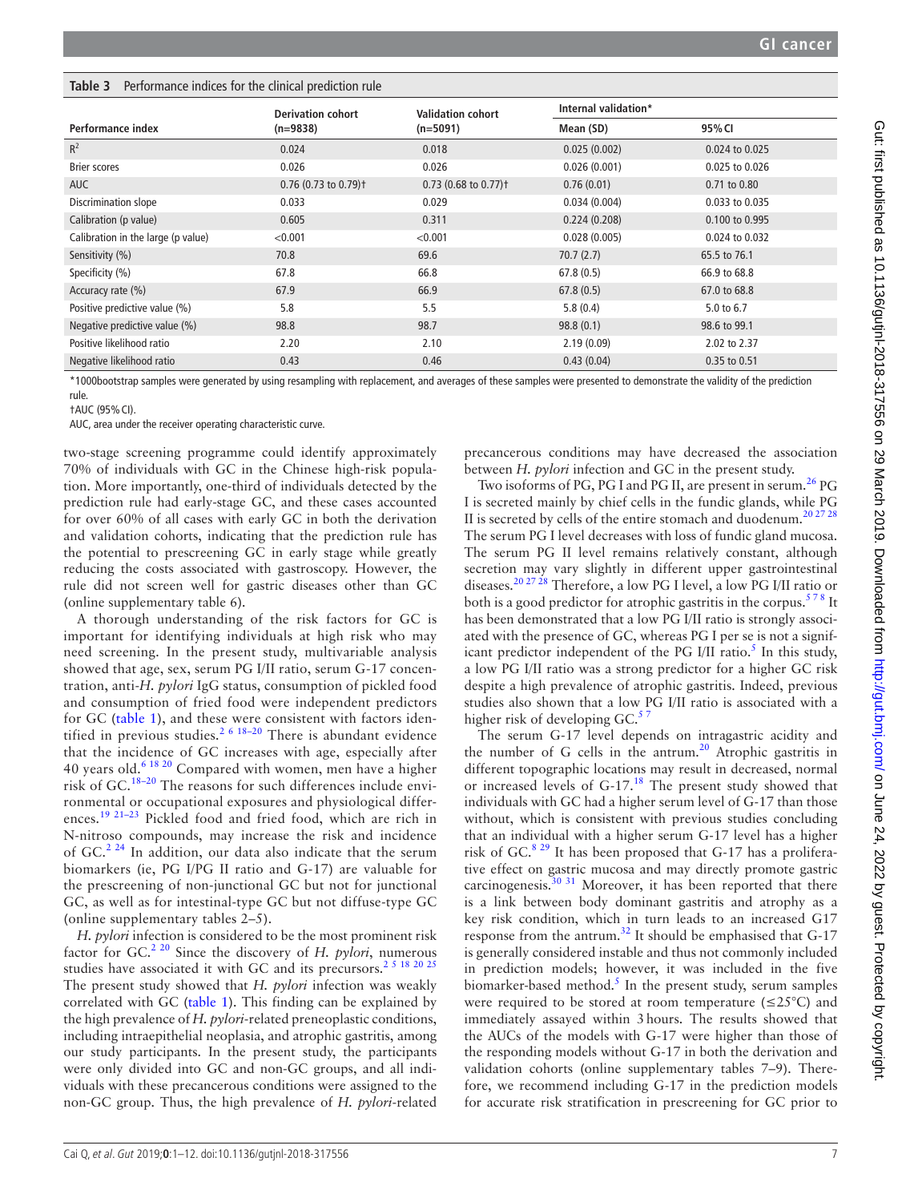**Table 3** Performance indices for the clinical prediction rule

| Performance index | Derivation cohort (n=9838) | Validation cohort (n=5091) | Internal validation* | |
|---|---|---|---|---|
| | | | Mean (SD) | 95% CI |
| $R^2$ | 0.024 | 0.018 | 0.025 (0.002) | 0.024 to 0.025 |
| Brier scores | 0.026 | 0.026 | 0.026 (0.001) | 0.025 to 0.026 |
| AUC | 0.76 (0.73 to 0.79)† | 0.73 (0.68 to 0.77)† | 0.76 (0.01) | 0.71 to 0.80 |
| Discrimination slope | 0.033 | 0.029 | 0.034 (0.004) | 0.033 to 0.035 |
| Calibration (p value) | 0.605 | 0.311 | 0.224 (0.208) | 0.100 to 0.995 |
| Calibration in the large (p value) | <0.001 | <0.001 | 0.028 (0.005) | 0.024 to 0.032 |
| Sensitivity (%) | 70.8 | 69.6 | 70.7 (2.7) | 65.5 to 76.1 |
| Specificity (%) | 67.8 | 66.8 | 67.8 (0.5) | 66.9 to 68.8 |
| Accuracy rate (%) | 67.9 | 66.9 | 67.8 (0.5) | 67.0 to 68.8 |
| Positive predictive value (%) | 5.8 | 5.5 | 5.8 (0.4) | 5.0 to 6.7 |
| Negative predictive value (%) | 98.8 | 98.7 | 98.8 (0.1) | 98.6 to 99.1 |
| Positive likelihood ratio | 2.20 | 2.10 | 2.19 (0.09) | 2.02 to 2.37 |
| Negative likelihood ratio | 0.43 | 0.46 | 0.43 (0.04) | 0.35 to 0.51 |

*1000bootstrap samples were generated by using resampling with replacement, and averages of these samples were presented to demonstrate the validity of the prediction rule.

†AUC (95% CI).

AUC, area under the receiver operating characteristic curve.

two-stage screening programme could identify approximately 70% of individuals with GC in the Chinese high-risk population. More importantly, one-third of individuals detected by the prediction rule had early-stage GC, and these cases accounted for over 60% of all cases with early GC in both the derivation and validation cohorts, indicating that the prediction rule has the potential to prescreening GC in early stage while greatly reducing the costs associated with gastroscopy. However, the rule did not screen well for gastric diseases other than GC (online supplementary table 6).

A thorough understanding of the risk factors for GC is important for identifying individuals at high risk who may need screening. In the present study, multivariable analysis showed that age, sex, serum PG I/II ratio, serum G-17 concentration, anti-*H. pylori* IgG status, consumption of pickled food and consumption of fried food were independent predictors for GC (table 1), and these were consistent with factors identified in previous studies.[2 6 18–20] There is abundant evidence that the incidence of GC increases with age, especially after 40 years old.[6 18 20] Compared with women, men have a higher risk of GC.[18–20] The reasons for such differences include environmental or occupational exposures and physiological differences.[19 21–23] Pickled food and fried food, which are rich in N-nitroso compounds, may increase the risk and incidence of GC.[2 24] In addition, our data also indicate that the serum biomarkers (ie, PG I/PG II ratio and G-17) are valuable for the prescreening of non-junctional GC but not for junctional GC, as well as for intestinal-type GC but not diffuse-type GC (online supplementary tables 2–5).

*H. pylori* infection is considered to be the most prominent risk factor for GC.[2 20] Since the discovery of *H. pylori*, numerous studies have associated it with GC and its precursors.[2 5 18 20 25] The present study showed that *H. pylori* infection was weakly correlated with GC (table 1). This finding can be explained by the high prevalence of *H. pylori*-related preneoplastic conditions, including intraepithelial neoplasia, and atrophic gastritis, among our study participants. In the present study, the participants were only divided into GC and non-GC groups, and all individuals with these precancerous conditions were assigned to the non-GC group. Thus, the high prevalence of *H. pylori*-related precancerous conditions may have decreased the association between *H. pylori* infection and GC in the present study.

Two isoforms of PG, PG I and PG II, are present in serum.[26] PG I is secreted mainly by chief cells in the fundic glands, while PG II is secreted by cells of the entire stomach and duodenum.[20 27 28] The serum PG I level decreases with loss of fundic gland mucosa. The serum PG II level remains relatively constant, although secretion may vary slightly in different upper gastrointestinal diseases.[20 27 28] Therefore, a low PG I level, a low PG I/II ratio or both is a good predictor for atrophic gastritis in the corpus.[5 7 8] It has been demonstrated that a low PG I/II ratio is strongly associated with the presence of GC, whereas PG I per se is not a significant predictor independent of the PG I/II ratio.[5] In this study, a low PG I/II ratio was a strong predictor for a higher GC risk despite a high prevalence of atrophic gastritis. Indeed, previous studies also shown that a low PG I/II ratio is associated with a higher risk of developing GC.[5 7]

The serum G-17 level depends on intragastric acidity and the number of G cells in the antrum.[20] Atrophic gastritis in different topographic locations may result in decreased, normal or increased levels of G-17.[18] The present study showed that individuals with GC had a higher serum level of G-17 than those without, which is consistent with previous studies concluding that an individual with a higher serum G-17 level has a higher risk of GC.[8 29] It has been proposed that G-17 has a proliferative effect on gastric mucosa and may directly promote gastric carcinogenesis.[30 31] Moreover, it has been reported that there is a link between body dominant gastritis and atrophy as a key risk condition, which in turn leads to an increased G17 response from the antrum.[32] It should be emphasised that G-17 is generally considered instable and thus not commonly included in prediction models; however, it was included in the five biomarker-based method.[5] In the present study, serum samples were required to be stored at room temperature (≤25°C) and immediately assayed within 3 hours. The results showed that the AUCs of the models with G-17 were higher than those of the responding models without G-17 in both the derivation and validation cohorts (online supplementary tables 7–9). Therefore, we recommend including G-17 in the prediction models for accurate risk stratification in prescreening for GC prior to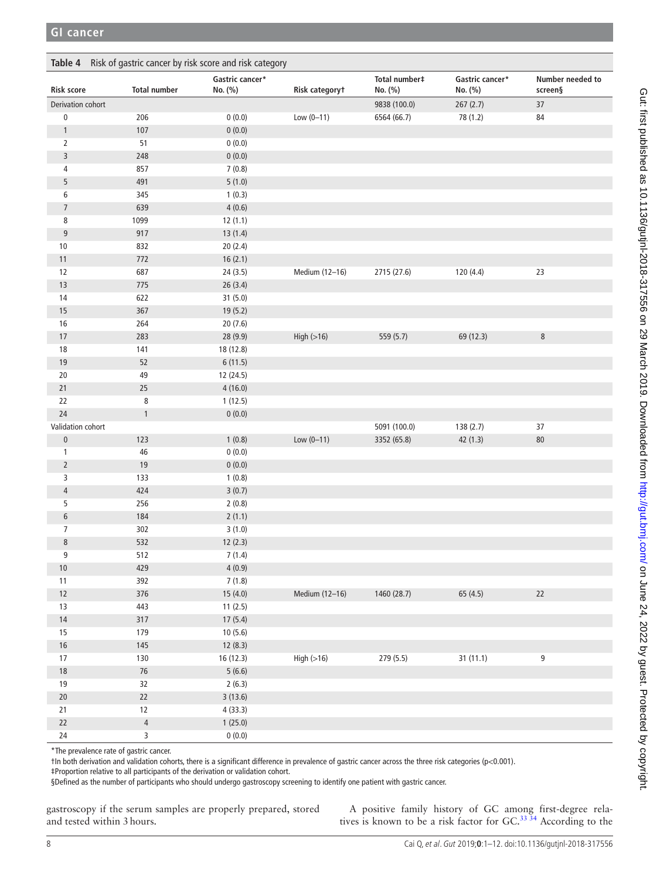**Table 4** Risk of gastric cancer by risk score and risk category

| Risk score | Total number | Gastric cancer* No. (%) | Risk category† | Total number‡ No. (%) | Gastric cancer* No. (%) | Number needed to screen§ |
|---|---|---|---|---|---|---|
| Derivation cohort | | | | 9838 (100.0) | 267 (2.7) | 37 |
| 0 | 206 | 0 (0.0) | Low (0–11) | 6564 (66.7) | 78 (1.2) | 84 |
| 1 | 107 | 0 (0.0) | | | | |
| 2 | 51 | 0 (0.0) | | | | |
| 3 | 248 | 0 (0.0) | | | | |
| 4 | 857 | 7 (0.8) | | | | |
| 5 | 491 | 5 (1.0) | | | | |
| 6 | 345 | 1 (0.3) | | | | |
| 7 | 639 | 4 (0.6) | | | | |
| 8 | 1099 | 12 (1.1) | | | | |
| 9 | 917 | 13 (1.4) | | | | |
| 10 | 832 | 20 (2.4) | | | | |
| 11 | 772 | 16 (2.1) | | | | |
| 12 | 687 | 24 (3.5) | Medium (12–16) | 2715 (27.6) | 120 (4.4) | 23 |
| 13 | 775 | 26 (3.4) | | | | |
| 14 | 622 | 31 (5.0) | | | | |
| 15 | 367 | 19 (5.2) | | | | |
| 16 | 264 | 20 (7.6) | | | | |
| 17 | 283 | 28 (9.9) | High (>16) | 559 (5.7) | 69 (12.3) | 8 |
| 18 | 141 | 18 (12.8) | | | | |
| 19 | 52 | 6 (11.5) | | | | |
| 20 | 49 | 12 (24.5) | | | | |
| 21 | 25 | 4 (16.0) | | | | |
| 22 | 8 | 1 (12.5) | | | | |
| 24 | 1 | 0 (0.0) | | | | |
| Validation cohort | | | | 5091 (100.0) | 138 (2.7) | 37 |
| 0 | 123 | 1 (0.8) | Low (0–11) | 3352 (65.8) | 42 (1.3) | 80 |
| 1 | 46 | 0 (0.0) | | | | |
| 2 | 19 | 0 (0.0) | | | | |
| 3 | 133 | 1 (0.8) | | | | |
| 4 | 424 | 3 (0.7) | | | | |
| 5 | 256 | 2 (0.8) | | | | |
| 6 | 184 | 2 (1.1) | | | | |
| 7 | 302 | 3 (1.0) | | | | |
| 8 | 532 | 12 (2.3) | | | | |
| 9 | 512 | 7 (1.4) | | | | |
| 10 | 429 | 4 (0.9) | | | | |
| 11 | 392 | 7 (1.8) | | | | |
| 12 | 376 | 15 (4.0) | Medium (12–16) | 1460 (28.7) | 65 (4.5) | 22 |
| 13 | 443 | 11 (2.5) | | | | |
| 14 | 317 | 17 (5.4) | | | | |
| 15 | 179 | 10 (5.6) | | | | |
| 16 | 145 | 12 (8.3) | | | | |
| 17 | 130 | 16 (12.3) | High (>16) | 279 (5.5) | 31 (11.1) | 9 |
| 18 | 76 | 5 (6.6) | | | | |
| 19 | 32 | 2 (6.3) | | | | |
| 20 | 22 | 3 (13.6) | | | | |
| 21 | 12 | 4 (33.3) | | | | |
| 22 | 4 | 1 (25.0) | | | | |
| 24 | 3 | 0 (0.0) | | | | |

*The prevalence rate of gastric cancer.

†In both derivation and validation cohorts, there is a significant difference in prevalence of gastric cancer across the three risk categories (p<0.001).

‡Proportion relative to all participants of the derivation or validation cohort.

§Defined as the number of participants who should undergo gastroscopy screening to identify one patient with gastric cancer.

gastroscopy if the serum samples are properly prepared, stored and tested within 3 hours.

A positive family history of GC among first-degree relatives is known to be a risk factor for GC.[33 34] According to the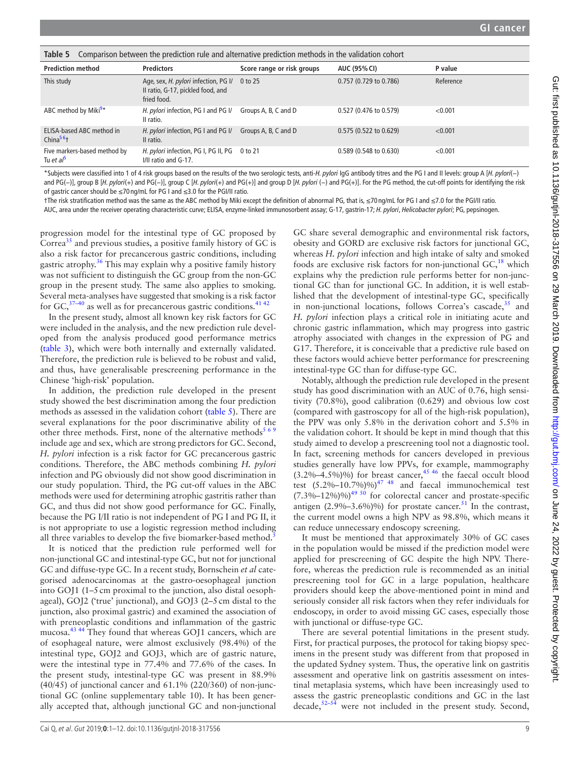**Table 5** Comparison between the prediction rule and alternative prediction methods in the validation cohort

| Prediction method | Predictors | Score range or risk groups | AUC (95% CI) | P value |
|---|---|---|---|---|
| This study | Age, sex, *H. pylori* infection, PG I/II ratio, G-17, pickled food, and fried food. | 0 to 25 | 0.757 (0.729 to 0.786) | Reference |
| ABC method by Miki[9]* | *H. pylori* infection, PG I and PG I/II ratio. | Groups A, B, C and D | 0.527 (0.476 to 0.579) | <0.001 |
| ELISA-based ABC method in China[5 6]† | *H. pylori* infection, PG I and PG I/II ratio. | Groups A, B, C and D | 0.575 (0.522 to 0.629) | <0.001 |
| Five markers-based method by Tu *et al*[5] | *H. pylori* infection, PG I, PG II, PG I/II ratio and G-17. | 0 to 21 | 0.589 (0.548 to 0.630) | <0.001 |

*Subjects were classified into 1 of 4 risk groups based on the results of the two serologic tests, anti-*H. pylori* IgG antibody titres and the PG I and II levels: group A [*H. pylori*(–) and PG(–)], group B [*H. pylori*(+) and PG(–)], group C [*H. pylori*(+) and PG(+)] and group D [*H. pylori* (–) and PG(+)]. For the PG method, the cut-off points for identifying the risk of gastric cancer should be ≤70 ng/mL for PG I and ≤3.0 for the PGI/II ratio.

†The risk stratification method was the same as the ABC method by Miki except the definition of abnormal PG, that is, ≤70 ng/mL for PG I and ≤7.0 for the PGI/II ratio.

AUC, area under the receiver operating characteristic curve; ELISA, enzyme-linked immunosorbent assay; G-17, gastrin-17; *H. pylori*, *Helicobacter pylori*; PG, pepsinogen.

progression model for the intestinal type of GC proposed by Correa[35] and previous studies, a positive family history of GC is also a risk factor for precancerous gastric conditions, including gastric atrophy.[36] This may explain why a positive family history was not sufficient to distinguish the GC group from the non-GC group in the present study. The same also applies to smoking. Several meta-analyses have suggested that smoking is a risk factor for GC,[37–40] as well as for precancerous gastric conditions.[41 42]

In the present study, almost all known key risk factors for GC were included in the analysis, and the new prediction rule developed from the analysis produced good performance metrics (table 3), which were both internally and externally validated. Therefore, the prediction rule is believed to be robust and valid, and thus, have generalisable prescreening performance in the Chinese 'high-risk' population.

In addition, the prediction rule developed in the present study showed the best discrimination among the four prediction methods as assessed in the validation cohort (table 5). There are several explanations for the poor discriminative ability of the other three methods. First, none of the alternative methods[5 6 9] include age and sex, which are strong predictors for GC. Second, *H. pylori* infection is a risk factor for GC precancerous gastric conditions. Therefore, the ABC methods combining *H. pylori* infection and PG obviously did not show good discrimination in our study population. Third, the PG cut-off values in the ABC methods were used for determining atrophic gastritis rather than GC, and thus did not show good performance for GC. Finally, because the PG I/II ratio is not independent of PG I and PG II, it is not appropriate to use a logistic regression method including all three variables to develop the five biomarker-based method.[5]

It is noticed that the prediction rule performed well for non-junctional GC and intestinal-type GC, but not for junctional GC and diffuse-type GC. In a recent study, Bornschein *et al* categorised adenocarcinomas at the gastro-oesophageal junction into GOJ1 (1–5 cm proximal to the junction, also distal oesophageal), GOJ2 ('true' junctional), and GOJ3 (2–5 cm distal to the junction, also proximal gastric) and examined the association of with preneoplastic conditions and inflammation of the gastric mucosa.[43 44] They found that whereas GOJ1 cancers, which are of esophageal nature, were almost exclusively (98.4%) of the intestinal type, GOJ2 and GOJ3, which are of gastric nature, were the intestinal type in 77.4% and 77.6% of the cases. In the present study, intestinal-type GC was present in 88.9% (40/45) of junctional cancer and 61.1% (220/360) of non-junctional GC (online supplementary table 10). It has been generally accepted that, although junctional GC and non-junctional GC share several demographic and environmental risk factors, obesity and GORD are exclusive risk factors for junctional GC, whereas *H. pylori* infection and high intake of salty and smoked foods are exclusive risk factors for non-junctional GC,[18] which explains why the prediction rule performs better for non-junctional GC than for junctional GC. In addition, it is well established that the development of intestinal-type GC, specifically in non-junctional locations, follows Correa's cascade,[35] and *H. pylori* infection plays a critical role in initiating acute and chronic gastric inflammation, which may progress into gastric atrophy associated with changes in the expression of PG and G17. Therefore, it is conceivable that a predictive rule based on these factors would achieve better performance for prescreening intestinal-type GC than for diffuse-type GC.

Notably, although the prediction rule developed in the present study has good discrimination with an AUC of 0.76, high sensitivity (70.8%), good calibration (0.629) and obvious low cost (compared with gastroscopy for all of the high-risk population), the PPV was only 5.8% in the derivation cohort and 5.5% in the validation cohort. It should be kept in mind though that this study aimed to develop a prescreening tool not a diagnostic tool. In fact, screening methods for cancers developed in previous studies generally have low PPVs, for example, mammography (3.2%–4.5%)%) for breast cancer,[45 46] the faecal occult blood test (5.2%–10.7%)%)[47 48] and faecal immunochemical test (7.3%–12%)%)[49 50] for colorectal cancer and prostate-specific antigen (2.9%–3.6%)%) for prostate cancer.[51] In the contrast, the current model owns a high NPV as 98.8%, which means it can reduce unnecessary endoscopy screening.

It must be mentioned that approximately 30% of GC cases in the population would be missed if the prediction model were applied for prescreening of GC despite the high NPV. Therefore, whereas the prediction rule is recommended as an initial prescreening tool for GC in a large population, healthcare providers should keep the above-mentioned point in mind and seriously consider all risk factors when they refer individuals for endoscopy, in order to avoid missing GC cases, especially those with junctional or diffuse-type GC.

There are several potential limitations in the present study. First, for practical purposes, the protocol for taking biopsy specimens in the present study was different from that proposed in the updated Sydney system. Thus, the operative link on gastritis assessment and operative link on gastritis assessment on intestinal metaplasia systems, which have been increasingly used to assess the gastric preneoplastic conditions and GC in the last decade,[52–54] were not included in the present study. Second,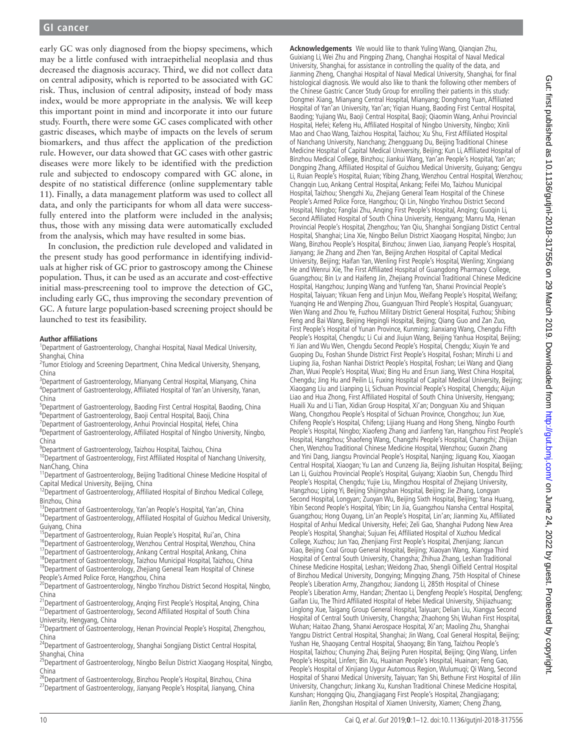early GC was only diagnosed from the biopsy specimens, which may be a little confused with intraepithelial neoplasia and thus decreased the diagnosis accuracy. Third, we did not collect data on central adiposity, which is reported to be associated with GC risk. Thus, inclusion of central adiposity, instead of body mass index, would be more appropriate in the analysis. We will keep this important point in mind and incorporate it into our future study. Fourth, there were some GC cases complicated with other gastric diseases, which maybe of impacts on the levels of serum biomarkers, and thus affect the application of the prediction rule. However, our data showed that GC cases with other gastric diseases were more likely to be identified with the prediction rule and subjected to endoscopy compared with GC alone, in despite of no statistical difference (online supplementary table 11). Finally, a data management platform was used to collect all data, and only the participants for whom all data were successfully entered into the platform were included in the analysis; thus, those with any missing data were automatically excluded from the analysis, which may have resulted in some bias.

In conclusion, the prediction rule developed and validated in the present study has good performance in identifying individuals at higher risk of GC prior to gastroscopy among the Chinese population. Thus, it can be used as an accurate and cost-effective initial mass-prescreening tool to improve the detection of GC, including early GC, thus improving the secondary prevention of GC. A future large population-based screening project should be launched to test its feasibility.

#### Author affiliations

[1]Department of Gastroenterology, Changhai Hospital, Naval Medical University, Shanghai, China
[2]Tumor Etiology and Screening Department, China Medical University, Shenyang, China
[3]Department of Gastroenterology, Mianyang Central Hospital, Mianyang, China
[4]Department of Gastroenterology, Affiliated Hospital of Yan'an University, Yanan, China
[5]Department of Gastroenterology, Baoding First Central Hospital, Baoding, China
[6]Department of Gastroenterology, Baoji Central Hospital, Baoji, China
[7]Department of Gastroenterology, Anhui Provincial Hospital, Hefei, China
[8]Department of Gastroenterology, Affiliated Hospital of Ningbo University, Ningbo, China
[9]Department of Gastroenterology, Taizhou Hospital, Taizhou, China
[10]Department of Gastroenterology, First Affiliated Hospital of Nanchang University, NanChang, China
[11]Department of Gastroenterology, Beijing Traditional Chinese Medicine Hospital of Capital Medical University, Beijing, China
[12]Department of Gastroenterology, Affiliated Hospital of Binzhou Medical College, Binzhou, China
[13]Department of Gastroenterology, Yan'an People's Hospital, Yan'an, China
[14]Department of Gastroenterology, Affiliated Hospital of Guizhou Medical University, Guiyang, China
[15]Department of Gastroenterology, Ruian People's Hospital, Rui'an, China
[16]Department of Gastroenterology, Wenzhou Central Hospital, Wenzhou, China
[17]Department of Gastroenterology, Ankang Central Hospital, Ankang, China
[18]Department of Gastroenterology, Taizhou Municipal Hospital, Taizhou, China
[19]Department of Gastroenterology, Zhejiang General Team Hospital of Chinese People's Armed Police Force, Hangzhou, China
[20]Department of Gastroenterology, Ningbo Yinzhou District Second Hospital, Ningbo, China
[21]Department of Gastroenterology, Anqing First People's Hospital, Anqing, China
[22]Department of Gastroenterology, Second Affiliated Hospital of South China University, Hengyang, China
[23]Department of Gastroenterology, Henan Provincial People's Hospital, Zhengzhou, China
[24]Department of Gastroenterology, Shanghai Songjiang Distict Central Hospital, Shanghai, China
[25]Department of Gastroenterology, Ningbo Beilun District Xiaogang Hospital, Ningbo, China
[26]Department of Gastroenterology, Binzhou People's Hospital, Binzhou, China
[27]Department of Gastroenterology, Jianyang People's Hospital, Jianyang, China

**Acknowledgements** We would like to thank Yuling Wang, Qianqian Zhu, Guixiang Li, Wei Zhu and Pingping Zhang, Changhai Hospital of Naval Medical University, Shanghai, for assistance in controlling the quality of the data, and Jianming Zheng, Changhai Hospital of Naval Medical University, Shanghai, for final histological diagnosis. We would also like to thank the following other members of the Chinese Gastric Cancer Study Group for enrolling their patients in this study: Dongmei Xiang, Mianyang Central Hospital, Mianyang; Donghong Yuan, Affiliated Hospital of Yan'an University, Yan'an; Yiqian Huang, Baoding First Central Hospital, Baoding; Yujiang Wu, Baoji Central Hospital, Baoji; Qiaomin Wang, Anhui Provincial Hospital, Hefei; Kefeng Hu, Affiliated Hospital of Ningbo University, Ningbo; Xinli Mao and Chao Wang, Taizhou Hospital, Taizhou; Xu Shu, First Affiliated Hospital of Nanchang University, Nanchang; Zhengguang Du, Beijing Traditional Chinese Medicine Hospital of Capital Medical University, Beijing; Kun Li, Affiliated Hospital of Binzhou Medical College, Binzhou; Jiankui Wang, Yan'an People's Hospital, Yan'an; Dongping Zhang, Affiliated Hospital of Guizhou Medical University, Guiyang; Gengyu Li, Ruian People's Hospital, Ruian; Yibing Zhang, Wenzhou Central Hospital, Wenzhou; Changqin Luo, Ankang Central Hospital, Ankang; Feifei Mo, Taizhou Municipal Hospital, Taizhou; Shengzhi Xu, Zhejiang General Team Hospital of the Chinese People's Armed Police Force, Hangzhou; Qi Lin, Ningbo Yinzhou District Second Hospital, Ningbo; Fanglai Zhu, Anqing First People's Hospital, Anqing; Guoqin Li, Second Affiliated Hospital of South China University, Hengyang; Manru Ma, Henan Provincial People's Hospital, Zhengzhou; Yan Qiu, Shanghai Songjiang Distict Central Hospital, Shanghai; Lina Xie, Ningbo Beilun District Xiaogang Hospital, Ningbo; Jun Wang, Binzhou People's Hospital, Binzhou; Jinwen Liao, Jianyang People's Hospital, Jianyang; Jie Zhang and Zhen Yan, Beijing Anzhen Hospital of Capital Medical University, Beijing; Haifan Yan, Wenling First People's Hospital, Wenling; Xingxiang He and Wenrui Xie, The First Affiliated Hospital of Guangdong Pharmacy College, Guangzhou; Bin Lv and Haifeng Jin, Zhejiang Provincial Traditional Chinese Medicine Hospital, Hangzhou; Junping Wang and Yunfeng Yan, Shanxi Provincial People's Hospital, Taiyuan; Yikuan Feng and Linjun Mou, Weifang People's Hospital, Weifang; Yuanqing He and Wenping Zhou, Guangyuan Third People's Hospital, Guangyuan; Wen Wang and Zhou Ye, Fuzhou Military District General Hospital, Fuzhou; Shibing Feng and Bai Wang, Beijing Hepingli Hospital, Beijing; Qiang Guo and Zan Zuo, First People's Hospital of Yunan Province, Kunming; Jianxiang Wang, Chengdu Fifth People's Hospital, Chengdu; Li Cui and Jiujun Wang, Beijing Yanhua Hospital, Beijing; Yi Jian and Wu Wen, Chengdu Second People's Hospital, Chengdu; Xiuyin Ye and Guoping Du, Foshan Shunde District First People's Hospital, Foshan; Minzhi Li and Liuping Jia, Foshan Nanhai District People's Hospital, Foshan; Lei Wang and Qiang Zhan, Wuxi People's Hospital, Wuxi; Bing Hu and Ersun Jiang, West China Hospital, Chengdu; Jing Hu and Peilin Li, Fuxing Hospital of Capital Medical University, Beijing; Xiaogang Liu and Lianping Li, Sichuan Provincial People's Hospital, Chengdu; Aijun Liao and Hua Zhong, First Affiliated Hospital of South China University, Hengyang; Huaili Xu and Li Tian, Xidian Group Hospital, Xi'an; Dongyuan Xiu and Shiquan Wang, Chongzhou People's Hospital of Sichuan Province, Chongzhou; Jun Xue, Chifeng People's Hospital, Chifeng; Lijiang Huang and Hong Sheng, Ningbo Fourth People's Hospital, Ningbo; Xiaofeng Zhang and Jianfeng Yan, Hangzhou First People's Hospital, Hangzhou; Shaofeng Wang, Changzhi People's Hospital, Changzhi; Zhijian Chen, Wenzhou Traditional Chinese Medicine Hospital, Wenzhou; Guoxin Zhang and Yini Dang, Jiangsu Provincial People's Hospital, Nanjing; Jiguang Kou, Xiaogan Central Hospital, Xiaogan; Yu Lan and Cunzeng Jia, Beijing Jishuitan Hospital, Beijing; Lan Li, Guizhou Provincial People's Hospital, Guiyang; Xiaobin Sun, Chengdu Third People's Hospital, Chengdu; Yujie Liu, Mingzhou Hospital of Zhejiang University, Hangzhou; Liping Yi, Beijing Shijingshan Hospital, Beijing; Jie Zhang, Longyan Second Hospital, Longyan; Zuoyan Wu, Beijing Sixth Hospital, Beijing; Yana Huang, Yibin Second People's Hospital, Yibin; Lin Jia, Guangzhou Nansha Central Hospital, Guangzhou; Hong Ouyang, Lin'an People's Hospital, Lin'an; Jianming Xu, Affiliated Hospital of Anhui Medical University, Hefei; Zeli Gao, Shanghai Pudong New Area People's Hospital, Shanghai; Sujuan Fei, Affiliated Hospital of Xuzhou Medical College, Xuzhou; Jun Yao, Zhenjiang First People's Hospital, Zhenjiang; Jiancun Xiao, Beijing Coal Group General Hospital, Beijing; Xiaoyan Wang, Xiangya Third Hospital of Central South University, Changsha; Zhihua Zhang, Leshan Traditional Chinese Medicine Hospital, Leshan; Weidong Zhao, Shengli Oilfield Central Hospital of Binzhou Medical University, Dongying; Mingqing Zhang, 75th Hospital of Chinese People's Liberation Army, Zhangzhou; Jiandong Li, 285th Hospital of Chinese People's Liberation Army, Handan; Zhentao Li, Dengfeng People's Hospital, Dengfeng; Gaifan Liu, The Third Affiliated Hospital of Hebei Medical University, Shijiazhuang; Linglong Xue, Taigang Group General Hospital, Taiyuan; Delian Liu, Xiangya Second Hospital of Central South University, Changsha; Zhaohong Shi, Wuhan First Hospital, Wuhan; Haitao Zhang, Shanxi Aerospace Hospital, Xi'an; Maoling Zhu, Shanghai Yangpu District Central Hospital, Shanghai; Jin Wang, Coal General Hospital, Beijing; Yushan He, Shaoyang Central Hospital, Shaoyang; Bin Yang, Taizhou People's Hospital, Taizhou; Chunying Zhai, Beijing Puren Hospital, Beijing; Qing Wang, Linfen People's Hospital, Linfen; Bin Xu, Huainan People's Hospital, Huainan; Feng Gao, People's Hospital of Xinjiang Uygur Automous Region, Wulumuqi; Qi Wang, Second Hospital of Shanxi Medical University, Taiyuan; Yan Shi, Bethune First Hospital of Jilin University, Changchun; Jinkang Xu, Kunshan Traditional Chinese Medicine Hospital, Kunshan; Hongqing Qiu, Zhangjiagang First People's Hospital, Zhangjiagang; Jianlin Ren, Zhongshan Hospital of Xiamen University, Xiamen; Cheng Zhang,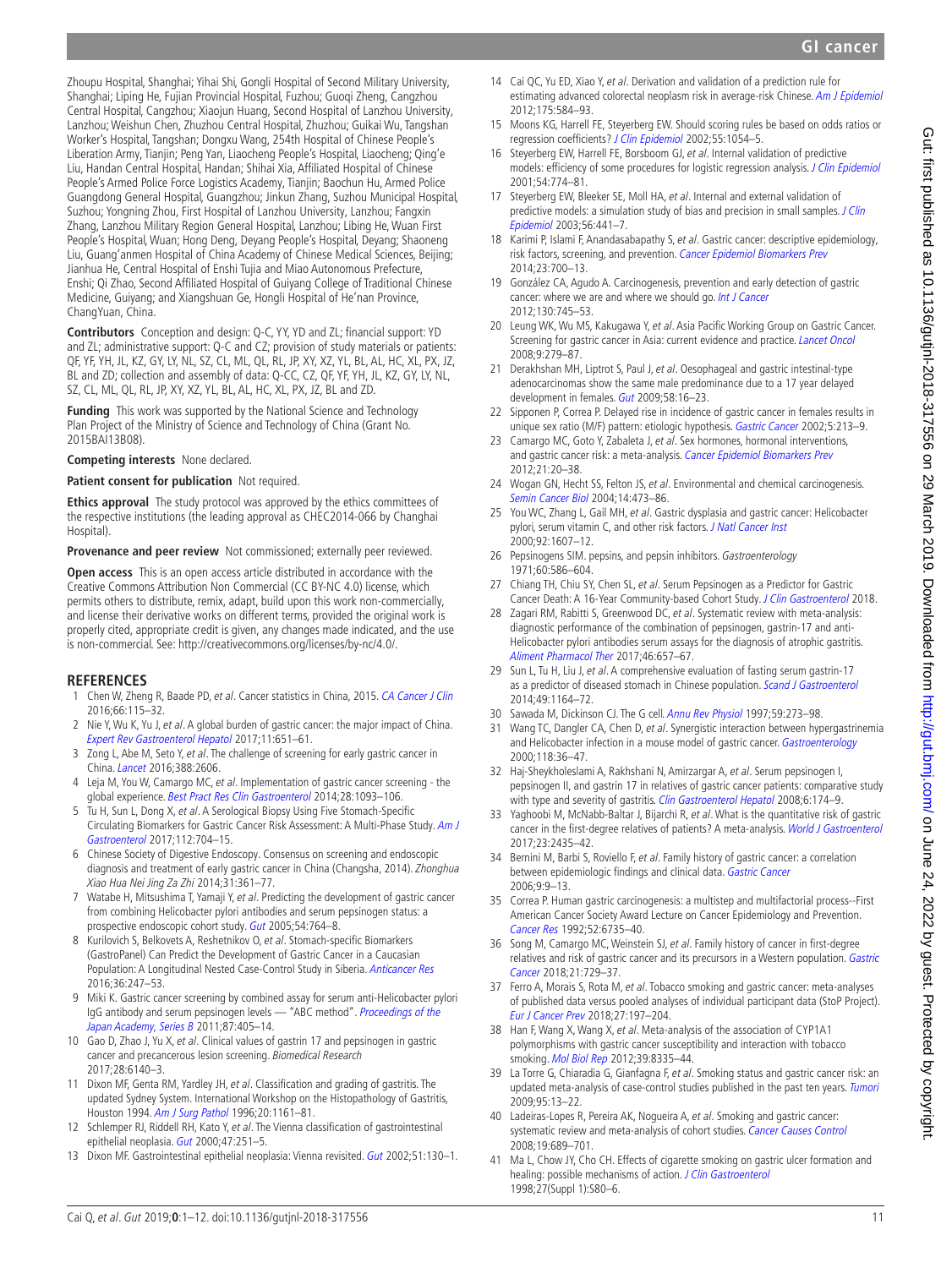Zhoupu Hospital, Shanghai; Yihai Shi, Gongli Hospital of Second Military University, Shanghai; Liping He, Fujian Provincial Hospital, Fuzhou; Guoqi Zheng, Cangzhou Central Hospital, Cangzhou; Xiaojun Huang, Second Hospital of Lanzhou University, Lanzhou; Weishun Chen, Zhuzhou Central Hospital, Zhuzhou; Guikai Wu, Tangshan Worker's Hospital, Tangshan; Dongxu Wang, 254th Hospital of Chinese People's Liberation Army, Tianjin; Peng Yan, Liaocheng People's Hospital, Liaocheng; Qing'e Liu, Handan Central Hospital, Handan; Shihai Xia, Affiliated Hospital of Chinese People's Armed Police Force Logistics Academy, Tianjin; Baochun Hu, Armed Police Guangdong General Hospital, Guangzhou; Jinkun Zhang, Suzhou Municipal Hospital, Suzhou; Yongning Zhou, First Hospital of Lanzhou University, Lanzhou; Fangxin Zhang, Lanzhou Military Region General Hospital, Lanzhou; Libing He, Wuan First People's Hospital, Wuan; Hong Deng, Deyang People's Hospital, Deyang; Shaoneng Liu, Guang'anmen Hospital of China Academy of Chinese Medical Sciences, Beijing; Jianhua He, Central Hospital of Enshi Tujia and Miao Autonomous Prefecture, Enshi; Qi Zhao, Second Affiliated Hospital of Guiyang College of Traditional Chinese Medicine, Guiyang; and Xiangshuan Ge, Hongli Hospital of He'nan Province, ChangYuan, China.

**Contributors** Conception and design: Q-C, YY, YD and ZL; financial support: YD and ZL; administrative support: Q-C and CZ; provision of study materials or patients: QF, YF, YH, JL, KZ, GY, LY, NL, SZ, CL, ML, QL, RL, JP, XY, XZ, YL, BL, AL, HC, XL, PX, JZ, BL and ZD; collection and assembly of data: Q-CC, CZ, QF, YF, YH, JL, KZ, GY, LY, NL, SZ, CL, ML, QL, RL, JP, XY, XZ, YL, BL, AL, HC, XL, PX, JZ, BL and ZD.

**Funding** This work was supported by the National Science and Technology Plan Project of the Ministry of Science and Technology of China (Grant No. 2015BAI13B08).

**Competing interests** None declared.

**Patient consent for publication** Not required.

**Ethics approval** The study protocol was approved by the ethics committees of the respective institutions (the leading approval as CHEC2014-066 by Changhai Hospital).

**Provenance and peer review** Not commissioned; externally peer reviewed.

**Open access** This is an open access article distributed in accordance with the Creative Commons Attribution Non Commercial (CC BY-NC 4.0) license, which permits others to distribute, remix, adapt, build upon this work non-commercially, and license their derivative works on different terms, provided the original work is properly cited, appropriate credit is given, any changes made indicated, and the use is non-commercial. See: http://creativecommons.org/licenses/by-nc/4.0/.

## REFERENCES

1. Chen W, Zheng R, Baade PD, *et al*. Cancer statistics in China, 2015. *CA Cancer J Clin* 2016;66:115–32.
2. Nie Y, Wu K, Yu J, *et al*. A global burden of gastric cancer: the major impact of China. *Expert Rev Gastroenterol Hepatol* 2017;11:651–61.
3. Zong L, Abe M, Seto Y, *et al*. The challenge of screening for early gastric cancer in China. *Lancet* 2016;388:2606.
4. Leja M, You W, Camargo MC, *et al*. Implementation of gastric cancer screening - the global experience. *Best Pract Res Clin Gastroenterol* 2014;28:1093–106.
5. Tu H, Sun L, Dong X, *et al*. A Serological Biopsy Using Five Stomach-Specific Circulating Biomarkers for Gastric Cancer Risk Assessment: A Multi-Phase Study. *Am J Gastroenterol* 2017;112:704–15.
6. Chinese Society of Digestive Endoscopy. Consensus on screening and endoscopic diagnosis and treatment of early gastric cancer in China (Changsha, 2014). *Zhonghua Xiao Hua Nei Jing Za Zhi* 2014;31:361–77.
7. Watabe H, Mitsushima T, Yamaji Y, *et al*. Predicting the development of gastric cancer from combining Helicobacter pylori antibodies and serum pepsinogen status: a prospective endoscopic cohort study. *Gut* 2005;54:764–8.
8. Kurilovich S, Belkovets A, Reshetnikov O, *et al*. Stomach-specific Biomarkers (GastroPanel) Can Predict the Development of Gastric Cancer in a Caucasian Population: A Longitudinal Nested Case-Control Study in Siberia. *Anticancer Res* 2016;36:247–53.
9. Miki K. Gastric cancer screening by combined assay for serum anti-Helicobacter pylori IgG antibody and serum pepsinogen levels — "ABC method". *Proceedings of the Japan Academy, Series B* 2011;87:405–14.
10. Gao D, Zhao J, Yu X, *et al*. Clinical values of gastrin 17 and pepsinogen in gastric cancer and precancerous lesion screening. *Biomedical Research* 2017;28:6140–3.
11. Dixon MF, Genta RM, Yardley JH, *et al*. Classification and grading of gastritis. The updated Sydney System. International Workshop on the Histopathology of Gastritis, Houston 1994. *Am J Surg Pathol* 1996;20:1161–81.
12. Schlemper RJ, Riddell RH, Kato Y, *et al*. The Vienna classification of gastrointestinal epithelial neoplasia. *Gut* 2000;47:251–5.
13. Dixon MF. Gastrointestinal epithelial neoplasia: Vienna revisited. *Gut* 2002;51:130–1.
14. Cai QC, Yu ED, Xiao Y, *et al*. Derivation and validation of a prediction rule for estimating advanced colorectal neoplasm risk in average-risk Chinese. *Am J Epidemiol* 2012;175:584–93.
15. Moons KG, Harrell FE, Steyerberg EW. Should scoring rules be based on odds ratios or regression coefficients? *J Clin Epidemiol* 2002;55:1054–5.
16. Steyerberg EW, Harrell FE, Borsboom GJ, *et al*. Internal validation of predictive models: efficiency of some procedures for logistic regression analysis. *J Clin Epidemiol* 2001;54:774–81.
17. Steyerberg EW, Bleeker SE, Moll HA, *et al*. Internal and external validation of predictive models: a simulation study of bias and precision in small samples. *J Clin Epidemiol* 2003;56:441–7.
18. Karimi P, Islami F, Anandasabapathy S, *et al*. Gastric cancer: descriptive epidemiology, risk factors, screening, and prevention. *Cancer Epidemiol Biomarkers Prev* 2014;23:700–13.
19. González CA, Agudo A. Carcinogenesis, prevention and early detection of gastric cancer: where we are and where we should go. *Int J Cancer* 2012;130:745–53.
20. Leung WK, Wu MS, Kakugawa Y, *et al*. Asia Pacific Working Group on Gastric Cancer. Screening for gastric cancer in Asia: current evidence and practice. *Lancet Oncol* 2008;9:279–87.
21. Derakhshan MH, Liptrot S, Paul J, *et al*. Oesophageal and gastric intestinal-type adenocarcinomas show the same male predominance due to a 17 year delayed development in females. *Gut* 2009;58:16–23.
22. Sipponen P, Correa P. Delayed rise in incidence of gastric cancer in females results in unique sex ratio (M/F) pattern: etiologic hypothesis. *Gastric Cancer* 2002;5:213–9.
23. Camargo MC, Goto Y, Zabaleta J, *et al*. Sex hormones, hormonal interventions, and gastric cancer risk: a meta-analysis. *Cancer Epidemiol Biomarkers Prev* 2012;21:20–38.
24. Wogan GN, Hecht SS, Felton JS, *et al*. Environmental and chemical carcinogenesis. *Semin Cancer Biol* 2004;14:473–86.
25. You WC, Zhang L, Gail MH, *et al*. Gastric dysplasia and gastric cancer: Helicobacter pylori, serum vitamin C, and other risk factors. *J Natl Cancer Inst* 2000;92:1607–12.
26. Pepsinogens SIM. pepsins, and pepsin inhibitors. *Gastroenterology* 1971;60:586–604.
27. Chiang TH, Chiu SY, Chen SL, *et al*. Serum Pepsinogen as a Predictor for Gastric Cancer Death: A 16-Year Community-based Cohort Study. *J Clin Gastroenterol* 2018.
28. Zagari RM, Rabitti S, Greenwood DC, *et al*. Systematic review with meta-analysis: diagnostic performance of the combination of pepsinogen, gastrin-17 and anti-Helicobacter pylori antibodies serum assays for the diagnosis of atrophic gastritis. *Aliment Pharmacol Ther* 2017;46:657–67.
29. Sun L, Tu H, Liu J, *et al*. A comprehensive evaluation of fasting serum gastrin-17 as a predictor of diseased stomach in Chinese population. *Scand J Gastroenterol* 2014;49:1164–72.
30. Sawada M, Dickinson CJ. The G cell. *Annu Rev Physiol* 1997;59:273–98.
31. Wang TC, Dangler CA, Chen D, *et al*. Synergistic interaction between hypergastrinemia and Helicobacter infection in a mouse model of gastric cancer. *Gastroenterology* 2000;118:36–47.
32. Haj-Sheykholeslami A, Rakhshani N, Amirzargar A, *et al*. Serum pepsinogen I, pepsinogen II, and gastrin 17 in relatives of gastric cancer patients: comparative study with type and severity of gastritis. *Clin Gastroenterol Hepatol* 2008;6:174–9.
33. Yaghoobi M, McNabb-Baltar J, Bijarchi R, *et al*. What is the quantitative risk of gastric cancer in the first-degree relatives of patients? A meta-analysis. *World J Gastroenterol* 2017;23:2435–42.
34. Bernini M, Barbi S, Roviello F, *et al*. Family history of gastric cancer: a correlation between epidemiologic findings and clinical data. *Gastric Cancer* 2006;9:9–13.
35. Correa P. Human gastric carcinogenesis: a multistep and multifactorial process--First American Cancer Society Award Lecture on Cancer Epidemiology and Prevention. *Cancer Res* 1992;52:6735–40.
36. Song M, Camargo MC, Weinstein SJ, *et al*. Family history of cancer in first-degree relatives and risk of gastric cancer and its precursors in a Western population. *Gastric Cancer* 2018;21:729–37.
37. Ferro A, Morais S, Rota M, *et al*. Tobacco smoking and gastric cancer: meta-analyses of published data versus pooled analyses of individual participant data (StoP Project). *Eur J Cancer Prev* 2018;27:197–204.
38. Han F, Wang X, Wang X, *et al*. Meta-analysis of the association of CYP1A1 polymorphisms with gastric cancer susceptibility and interaction with tobacco smoking. *Mol Biol Rep* 2012;39:8335–44.
39. La Torre G, Chiaradia G, Gianfagna F, *et al*. Smoking status and gastric cancer risk: an updated meta-analysis of case-control studies published in the past ten years. *Tumori* 2009;95:13–22.
40. Ladeiras-Lopes R, Pereira AK, Nogueira A, *et al*. Smoking and gastric cancer: systematic review and meta-analysis of cohort studies. *Cancer Causes Control* 2008;19:689–701.
41. Ma L, Chow JY, Cho CH. Effects of cigarette smoking on gastric ulcer formation and healing: possible mechanisms of action. *J Clin Gastroenterol* 1998;27(Suppl 1):S80–6.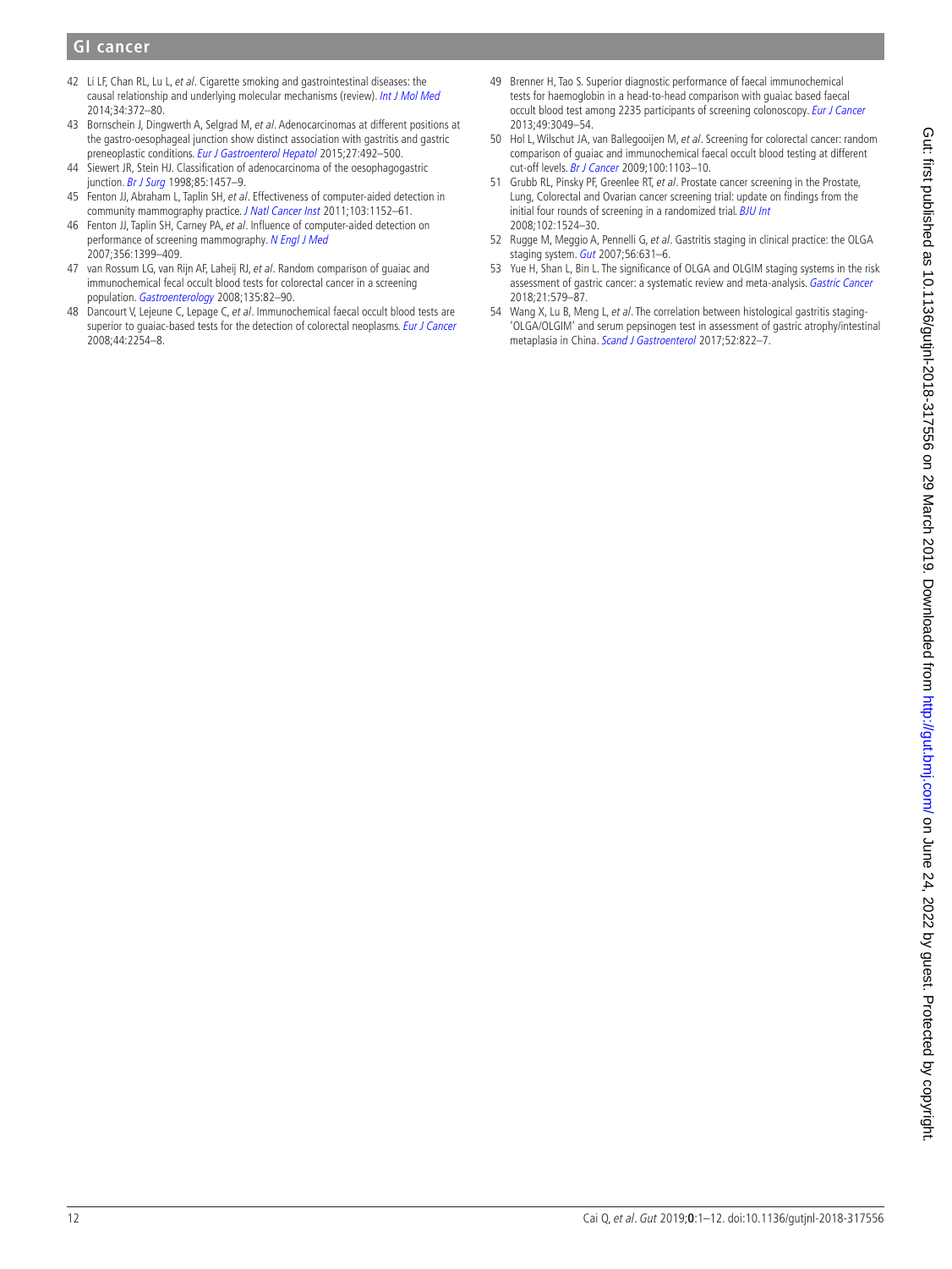42 Li LF, Chan RL, Lu L, *et al*. Cigarette smoking and gastrointestinal diseases: the causal relationship and underlying molecular mechanisms (review). *Int J Mol Med* 2014;34:372–80.

43 Bornschein J, Dingwerth A, Selgrad M, *et al*. Adenocarcinomas at different positions at the gastro-oesophageal junction show distinct association with gastritis and gastric preneoplastic conditions. *Eur J Gastroenterol Hepatol* 2015;27:492–500.

44 Siewert JR, Stein HJ. Classification of adenocarcinoma of the oesophagogastric junction. *Br J Surg* 1998;85:1457–9.

45 Fenton JJ, Abraham L, Taplin SH, *et al*. Effectiveness of computer-aided detection in community mammography practice. *J Natl Cancer Inst* 2011;103:1152–61.

46 Fenton JJ, Taplin SH, Carney PA, *et al*. Influence of computer-aided detection on performance of screening mammography. *N Engl J Med* 2007;356:1399–409.

47 van Rossum LG, van Rijn AF, Laheij RJ, *et al*. Random comparison of guaiac and immunochemical fecal occult blood tests for colorectal cancer in a screening population. *Gastroenterology* 2008;135:82–90.

48 Dancourt V, Lejeune C, Lepage C, *et al*. Immunochemical faecal occult blood tests are superior to guaiac-based tests for the detection of colorectal neoplasms. *Eur J Cancer* 2008;44:2254–8.

49 Brenner H, Tao S. Superior diagnostic performance of faecal immunochemical tests for haemoglobin in a head-to-head comparison with guaiac based faecal occult blood test among 2235 participants of screening colonoscopy. *Eur J Cancer* 2013;49:3049–54.

50 Hol L, Wilschut JA, van Ballegooijen M, *et al*. Screening for colorectal cancer: random comparison of guaiac and immunochemical faecal occult blood testing at different cut-off levels. *Br J Cancer* 2009;100:1103–10.

51 Grubb RL, Pinsky PF, Greenlee RT, *et al*. Prostate cancer screening in the Prostate, Lung, Colorectal and Ovarian cancer screening trial: update on findings from the initial four rounds of screening in a randomized trial. *BJU Int* 2008;102:1524–30.

52 Rugge M, Meggio A, Pennelli G, *et al*. Gastritis staging in clinical practice: the OLGA staging system. *Gut* 2007;56:631–6.

53 Yue H, Shan L, Bin L. The significance of OLGA and OLGIM staging systems in the risk assessment of gastric cancer: a systematic review and meta-analysis. *Gastric Cancer* 2018;21:579–87.

54 Wang X, Lu B, Meng L, *et al*. The correlation between histological gastritis staging-'OLGA/OLGIM' and serum pepsinogen test in assessment of gastric atrophy/intestinal metaplasia in China. *Scand J Gastroenterol* 2017;52:822–7.